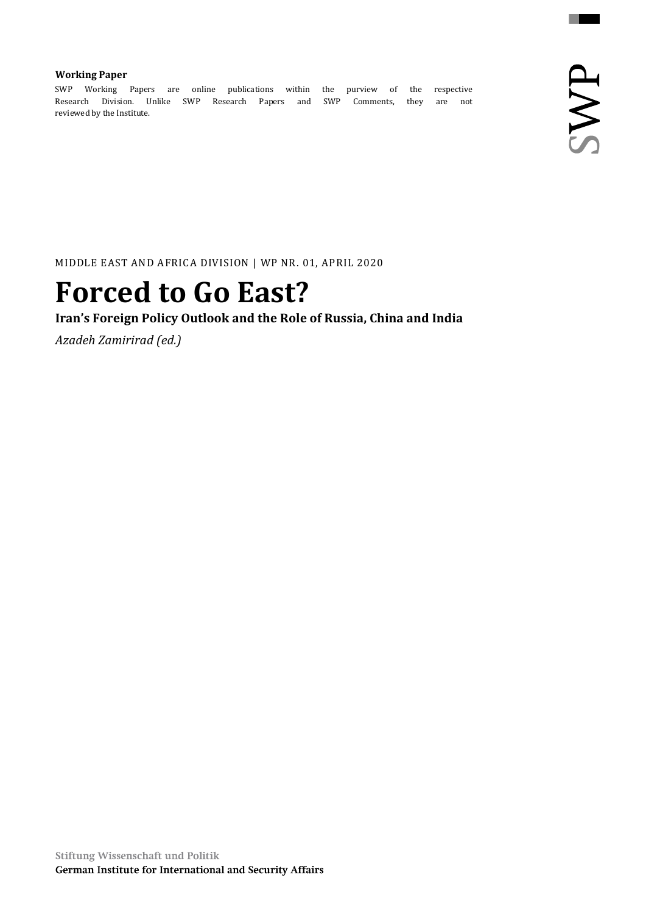**Working Paper**

SWP Working Papers are online publications within the purview of the respective Research Division. Unlike SWP Research Papers and SWP Comments, they are not reviewed by the Institute.

SWP

MIDDLE EAST AND AFRICA DIVISION | WP NR. 01, APRIL 2020

# Forced to Go East?

## Iran's Foreign Policy Outlook and the Role of Russia, China and India

*Azadeh Zamirirad (ed.)*

Stiftung Wissenschaft und Politik

**German Institute for International and Security Affairs**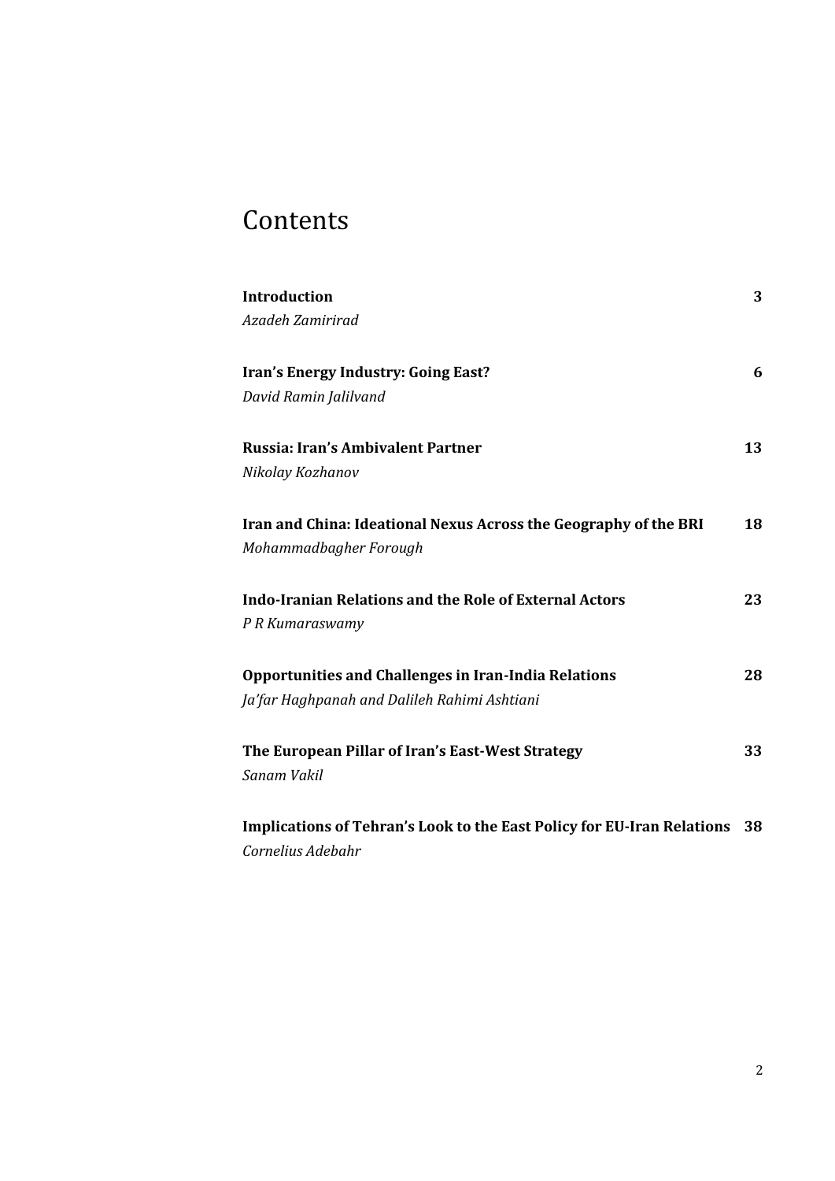# Contents

**Introduction** **3**
*Azadeh Zamirirad*

**Iran's Energy Industry: Going East?** **6**
*David Ramin Jalilvand*

**Russia: Iran's Ambivalent Partner** **13**
*Nikolay Kozhanov*

**Iran and China: Ideational Nexus Across the Geography of the BRI** **18**
*Mohammadbagher Forough*

**Indo-Iranian Relations and the Role of External Actors** **23**
*P R Kumaraswamy*

**Opportunities and Challenges in Iran-India Relations** **28**
*Ja'far Haghpanah and Dalileh Rahimi Ashtiani*

**The European Pillar of Iran's East-West Strategy** **33**
*Sanam Vakil*

**Implications of Tehran's Look to the East Policy for EU-Iran Relations** **38**
*Cornelius Adebahr*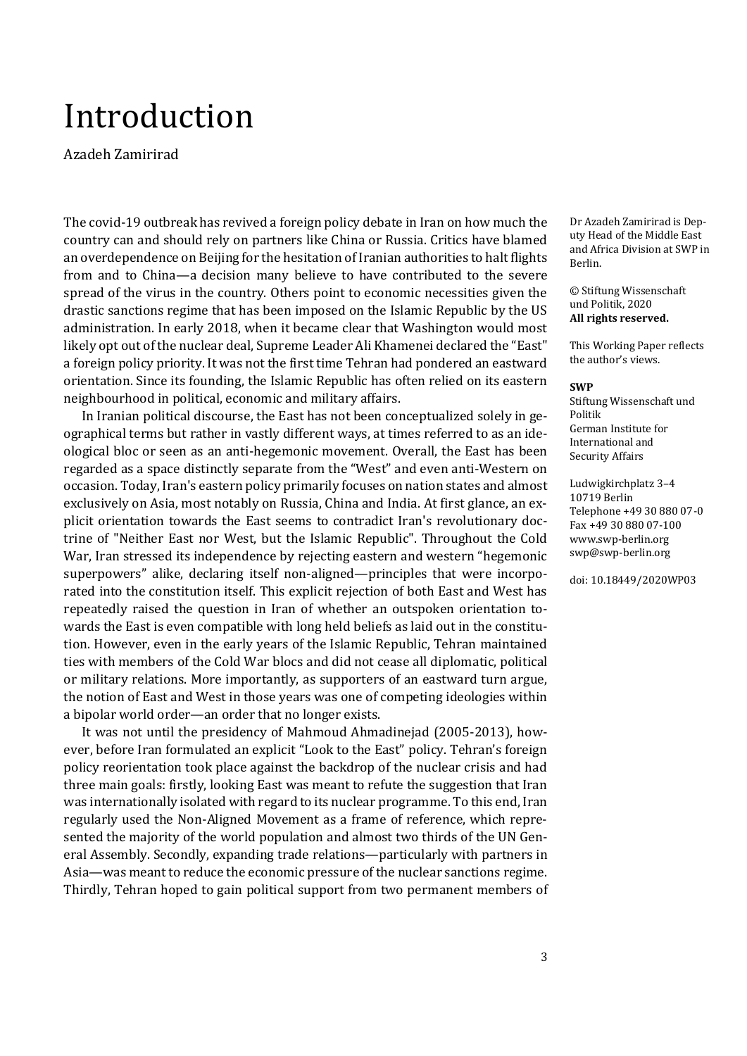# Introduction

Azadeh Zamirirad

The covid-19 outbreak has revived a foreign policy debate in Iran on how much the country can and should rely on partners like China or Russia. Critics have blamed an overdependence on Beijing for the hesitation of Iranian authorities to halt flights from and to China—a decision many believe to have contributed to the severe spread of the virus in the country. Others point to economic necessities given the drastic sanctions regime that has been imposed on the Islamic Republic by the US administration. In early 2018, when it became clear that Washington would most likely opt out of the nuclear deal, Supreme Leader Ali Khamenei declared the "East" a foreign policy priority. It was not the first time Tehran had pondered an eastward orientation. Since its founding, the Islamic Republic has often relied on its eastern neighbourhood in political, economic and military affairs.

In Iranian political discourse, the East has not been conceptualized solely in geographical terms but rather in vastly different ways, at times referred to as an ideological bloc or seen as an anti-hegemonic movement. Overall, the East has been regarded as a space distinctly separate from the "West" and even anti-Western on occasion. Today, Iran's eastern policy primarily focuses on nation states and almost exclusively on Asia, most notably on Russia, China and India. At first glance, an explicit orientation towards the East seems to contradict Iran's revolutionary doctrine of "Neither East nor West, but the Islamic Republic". Throughout the Cold War, Iran stressed its independence by rejecting eastern and western "hegemonic superpowers" alike, declaring itself non-aligned—principles that were incorporated into the constitution itself. This explicit rejection of both East and West has repeatedly raised the question in Iran of whether an outspoken orientation towards the East is even compatible with long held beliefs as laid out in the constitution. However, even in the early years of the Islamic Republic, Tehran maintained ties with members of the Cold War blocs and did not cease all diplomatic, political or military relations. More importantly, as supporters of an eastward turn argue, the notion of East and West in those years was one of competing ideologies within a bipolar world order—an order that no longer exists.

It was not until the presidency of Mahmoud Ahmadinejad (2005-2013), however, before Iran formulated an explicit "Look to the East" policy. Tehran's foreign policy reorientation took place against the backdrop of the nuclear crisis and had three main goals: firstly, looking East was meant to refute the suggestion that Iran was internationally isolated with regard to its nuclear programme. To this end, Iran regularly used the Non-Aligned Movement as a frame of reference, which represented the majority of the world population and almost two thirds of the UN General Assembly. Secondly, expanding trade relations—particularly with partners in Asia—was meant to reduce the economic pressure of the nuclear sanctions regime. Thirdly, Tehran hoped to gain political support from two permanent members of

Dr Azadeh Zamirirad is Deputy Head of the Middle East and Africa Division at SWP in Berlin.

© Stiftung Wissenschaft und Politik, 2020
**All rights reserved.**

This Working Paper reflects the author's views.

**SWP**
Stiftung Wissenschaft und Politik
German Institute for International and Security Affairs

Ludwigkirchplatz 3–4
10719 Berlin
Telephone +49 30 880 07-0
Fax +49 30 880 07-100
www.swp-berlin.org
swp@swp-berlin.org

doi: 10.18449/2020WP03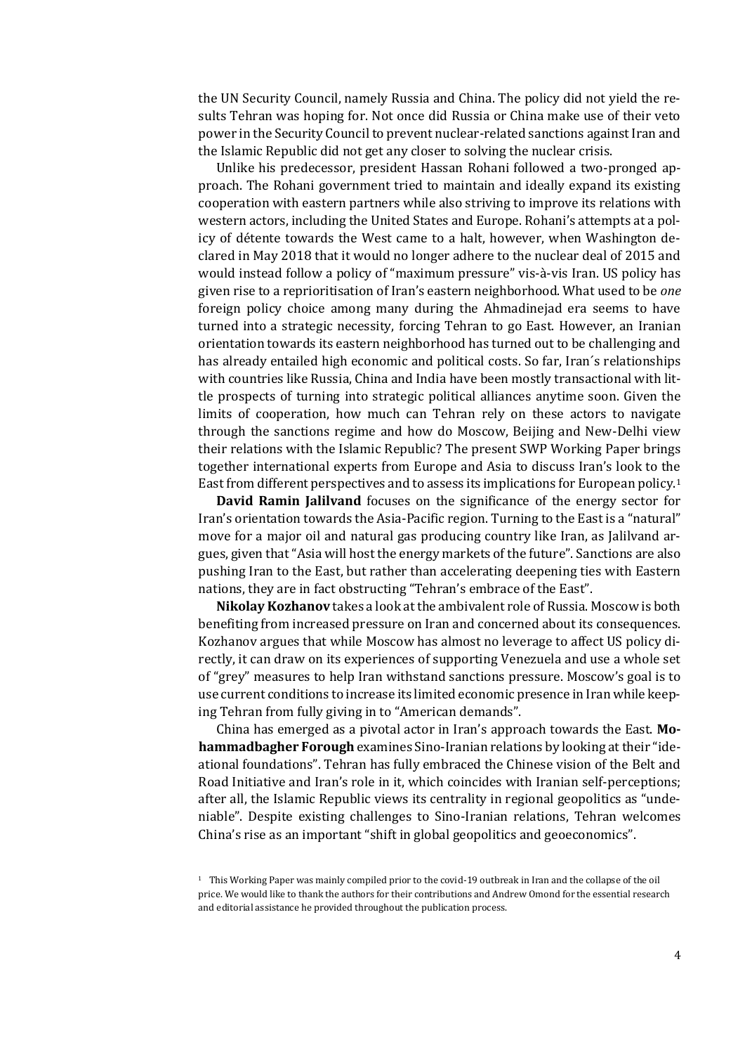the UN Security Council, namely Russia and China. The policy did not yield the results Tehran was hoping for. Not once did Russia or China make use of their veto power in the Security Council to prevent nuclear-related sanctions against Iran and the Islamic Republic did not get any closer to solving the nuclear crisis.

Unlike his predecessor, president Hassan Rohani followed a two-pronged approach. The Rohani government tried to maintain and ideally expand its existing cooperation with eastern partners while also striving to improve its relations with western actors, including the United States and Europe. Rohani's attempts at a policy of détente towards the West came to a halt, however, when Washington declared in May 2018 that it would no longer adhere to the nuclear deal of 2015 and would instead follow a policy of "maximum pressure" vis-à-vis Iran. US policy has given rise to a reprioritisation of Iran's eastern neighborhood. What used to be *one* foreign policy choice among many during the Ahmadinejad era seems to have turned into a strategic necessity, forcing Tehran to go East. However, an Iranian orientation towards its eastern neighborhood has turned out to be challenging and has already entailed high economic and political costs. So far, Iran´s relationships with countries like Russia, China and India have been mostly transactional with little prospects of turning into strategic political alliances anytime soon. Given the limits of cooperation, how much can Tehran rely on these actors to navigate through the sanctions regime and how do Moscow, Beijing and New-Delhi view their relations with the Islamic Republic? The present SWP Working Paper brings together international experts from Europe and Asia to discuss Iran's look to the East from different perspectives and to assess its implications for European policy.[1]

**David Ramin Jalilvand** focuses on the significance of the energy sector for Iran's orientation towards the Asia-Pacific region. Turning to the East is a "natural" move for a major oil and natural gas producing country like Iran, as Jalilvand argues, given that "Asia will host the energy markets of the future". Sanctions are also pushing Iran to the East, but rather than accelerating deepening ties with Eastern nations, they are in fact obstructing "Tehran's embrace of the East".

**Nikolay Kozhanov** takes a look at the ambivalent role of Russia. Moscow is both benefiting from increased pressure on Iran and concerned about its consequences. Kozhanov argues that while Moscow has almost no leverage to affect US policy directly, it can draw on its experiences of supporting Venezuela and use a whole set of "grey" measures to help Iran withstand sanctions pressure. Moscow's goal is to use current conditions to increase its limited economic presence in Iran while keeping Tehran from fully giving in to "American demands".

China has emerged as a pivotal actor in Iran's approach towards the East. **Mohammadbagher Forough** examines Sino-Iranian relations by looking at their "ideational foundations". Tehran has fully embraced the Chinese vision of the Belt and Road Initiative and Iran's role in it, which coincides with Iranian self-perceptions; after all, the Islamic Republic views its centrality in regional geopolitics as "undeniable". Despite existing challenges to Sino-Iranian relations, Tehran welcomes China's rise as an important "shift in global geopolitics and geoeconomics".

[1] This Working Paper was mainly compiled prior to the covid-19 outbreak in Iran and the collapse of the oil price. We would like to thank the authors for their contributions and Andrew Omond for the essential research and editorial assistance he provided throughout the publication process.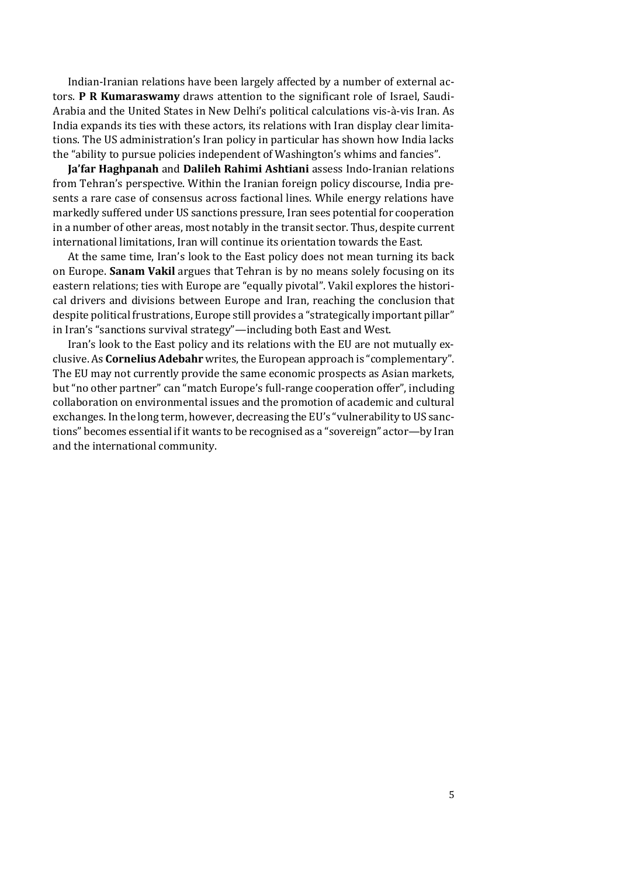Indian-Iranian relations have been largely affected by a number of external actors. **P R Kumaraswamy** draws attention to the significant role of Israel, Saudi-Arabia and the United States in New Delhi's political calculations vis-à-vis Iran. As India expands its ties with these actors, its relations with Iran display clear limitations. The US administration's Iran policy in particular has shown how India lacks the "ability to pursue policies independent of Washington's whims and fancies".

**Ja'far Haghpanah** and **Dalileh Rahimi Ashtiani** assess Indo-Iranian relations from Tehran's perspective. Within the Iranian foreign policy discourse, India presents a rare case of consensus across factional lines. While energy relations have markedly suffered under US sanctions pressure, Iran sees potential for cooperation in a number of other areas, most notably in the transit sector. Thus, despite current international limitations, Iran will continue its orientation towards the East.

At the same time, Iran's look to the East policy does not mean turning its back on Europe. **Sanam Vakil** argues that Tehran is by no means solely focusing on its eastern relations; ties with Europe are "equally pivotal". Vakil explores the historical drivers and divisions between Europe and Iran, reaching the conclusion that despite political frustrations, Europe still provides a "strategically important pillar" in Iran's "sanctions survival strategy"—including both East and West.

Iran's look to the East policy and its relations with the EU are not mutually exclusive. As **Cornelius Adebahr** writes, the European approach is "complementary". The EU may not currently provide the same economic prospects as Asian markets, but "no other partner" can "match Europe's full-range cooperation offer", including collaboration on environmental issues and the promotion of academic and cultural exchanges. In the long term, however, decreasing the EU's "vulnerability to US sanctions" becomes essential if it wants to be recognised as a "sovereign" actor—by Iran and the international community.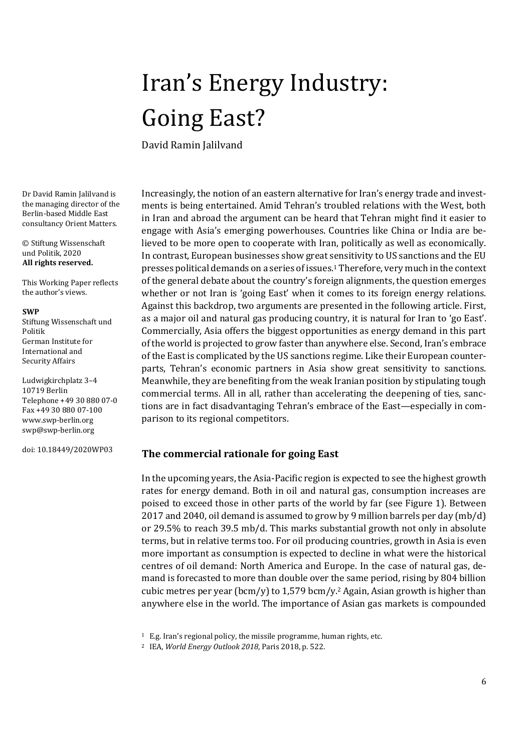# Iran's Energy Industry: Going East?

David Ramin Jalilvand

Dr David Ramin Jalilvand is the managing director of the Berlin-based Middle East consultancy Orient Matters.

© Stiftung Wissenschaft und Politik, 2020
**All rights reserved.**

This Working Paper reflects the author's views.

**SWP**
Stiftung Wissenschaft und Politik
German Institute for International and Security Affairs

Ludwigkirchplatz 3–4
10719 Berlin
Telephone +49 30 880 07-0
Fax +49 30 880 07-100
www.swp-berlin.org
swp@swp-berlin.org

doi: 10.18449/2020WP03

Increasingly, the notion of an eastern alternative for Iran's energy trade and investments is being entertained. Amid Tehran's troubled relations with the West, both in Iran and abroad the argument can be heard that Tehran might find it easier to engage with Asia's emerging powerhouses. Countries like China or India are believed to be more open to cooperate with Iran, politically as well as economically. In contrast, European businesses show great sensitivity to US sanctions and the EU presses political demands on a series of issues.[1] Therefore, very much in the context of the general debate about the country's foreign alignments, the question emerges whether or not Iran is 'going East' when it comes to its foreign energy relations. Against this backdrop, two arguments are presented in the following article. First, as a major oil and natural gas producing country, it is natural for Iran to 'go East'. Commercially, Asia offers the biggest opportunities as energy demand in this part of the world is projected to grow faster than anywhere else. Second, Iran's embrace of the East is complicated by the US sanctions regime. Like their European counterparts, Tehran's economic partners in Asia show great sensitivity to sanctions. Meanwhile, they are benefiting from the weak Iranian position by stipulating tough commercial terms. All in all, rather than accelerating the deepening of ties, sanctions are in fact disadvantaging Tehran's embrace of the East—especially in comparison to its regional competitors.

## The commercial rationale for going East

In the upcoming years, the Asia-Pacific region is expected to see the highest growth rates for energy demand. Both in oil and natural gas, consumption increases are poised to exceed those in other parts of the world by far (see Figure 1). Between 2017 and 2040, oil demand is assumed to grow by 9 million barrels per day (mb/d) or 29.5% to reach 39.5 mb/d. This marks substantial growth not only in absolute terms, but in relative terms too. For oil producing countries, growth in Asia is even more important as consumption is expected to decline in what were the historical centres of oil demand: North America and Europe. In the case of natural gas, demand is forecasted to more than double over the same period, rising by 804 billion cubic metres per year (bcm/y) to 1,579 bcm/y.[2] Again, Asian growth is higher than anywhere else in the world. The importance of Asian gas markets is compounded

[1] E.g. Iran's regional policy, the missile programme, human rights, etc.

[2] IEA, *World Energy Outlook 2018*, Paris 2018, p. 522.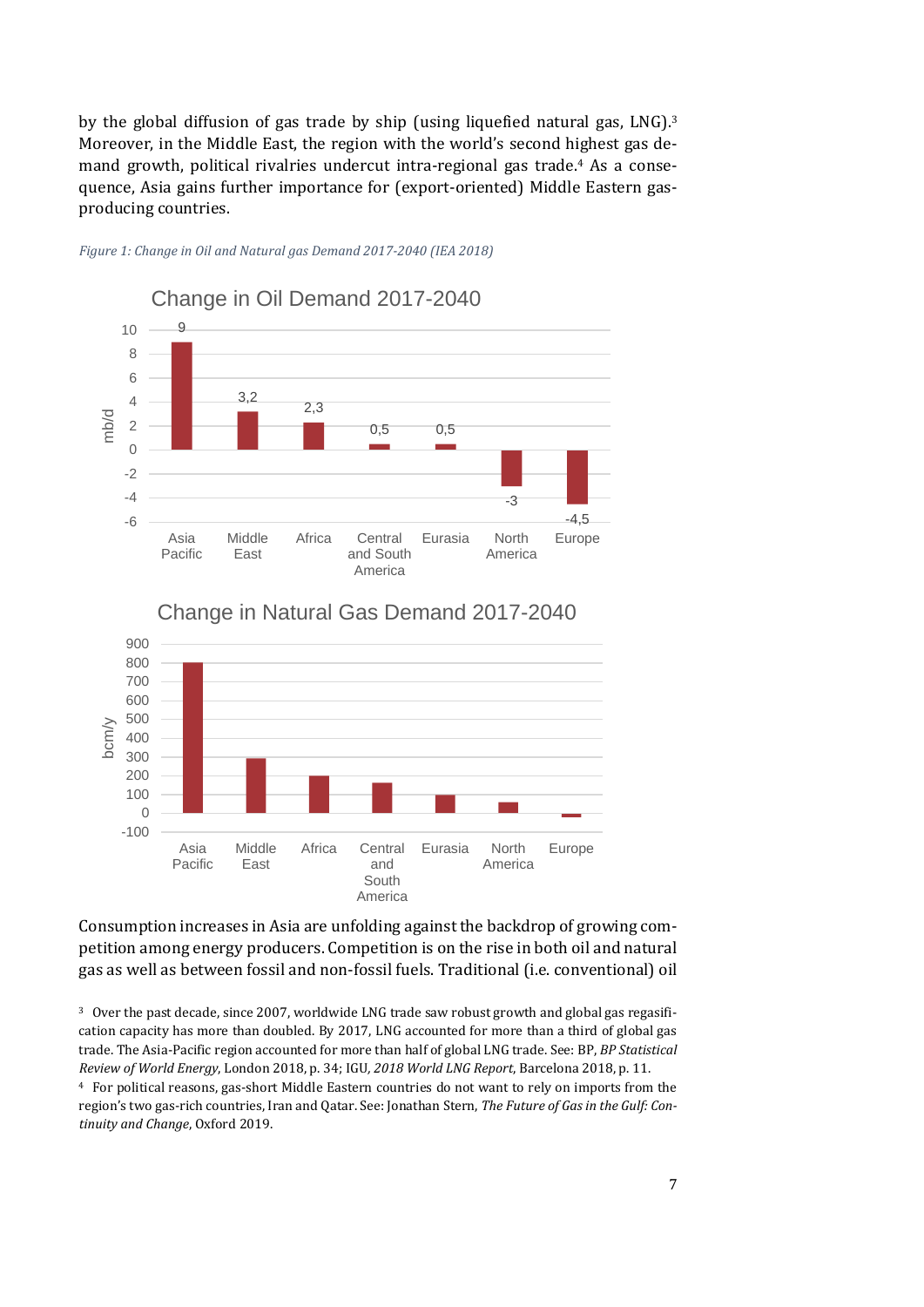by the global diffusion of gas trade by ship (using liquefied natural gas, LNG).[3] Moreover, in the Middle East, the region with the world's second highest gas demand growth, political rivalries undercut intra-regional gas trade.[4] As a consequence, Asia gains further importance for (export-oriented) Middle Eastern gas-producing countries.

*Figure 1: Change in Oil and Natural gas Demand 2017-2040 (IEA 2018)*

**Change in Oil Demand 2017-2040** (mb/d)

| Region | Change |
|---|---|
| Asia Pacific | 9 |
| Middle East | 3,2 |
| Africa | 2,3 |
| Central and South America | 0,5 |
| Eurasia | 0,5 |
| North America | -3 |
| Europe | -4,5 |

**Change in Natural Gas Demand 2017-2040** (bcm/y)

| Region |
|---|
| Asia Pacific |
| Middle East |
| Africa |
| Central and South America |
| Eurasia |
| North America |
| Europe |

Consumption increases in Asia are unfolding against the backdrop of growing competition among energy producers. Competition is on the rise in both oil and natural gas as well as between fossil and non-fossil fuels. Traditional (i.e. conventional) oil

[3] Over the past decade, since 2007, worldwide LNG trade saw robust growth and global gas regasification capacity has more than doubled. By 2017, LNG accounted for more than a third of global gas trade. The Asia-Pacific region accounted for more than half of global LNG trade. See: BP, *BP Statistical Review of World Energy*, London 2018, p. 34; IGU, *2018 World LNG Report*, Barcelona 2018, p. 11.

[4] For political reasons, gas-short Middle Eastern countries do not want to rely on imports from the region's two gas-rich countries, Iran and Qatar. See: Jonathan Stern, *The Future of Gas in the Gulf: Continuity and Change*, Oxford 2019.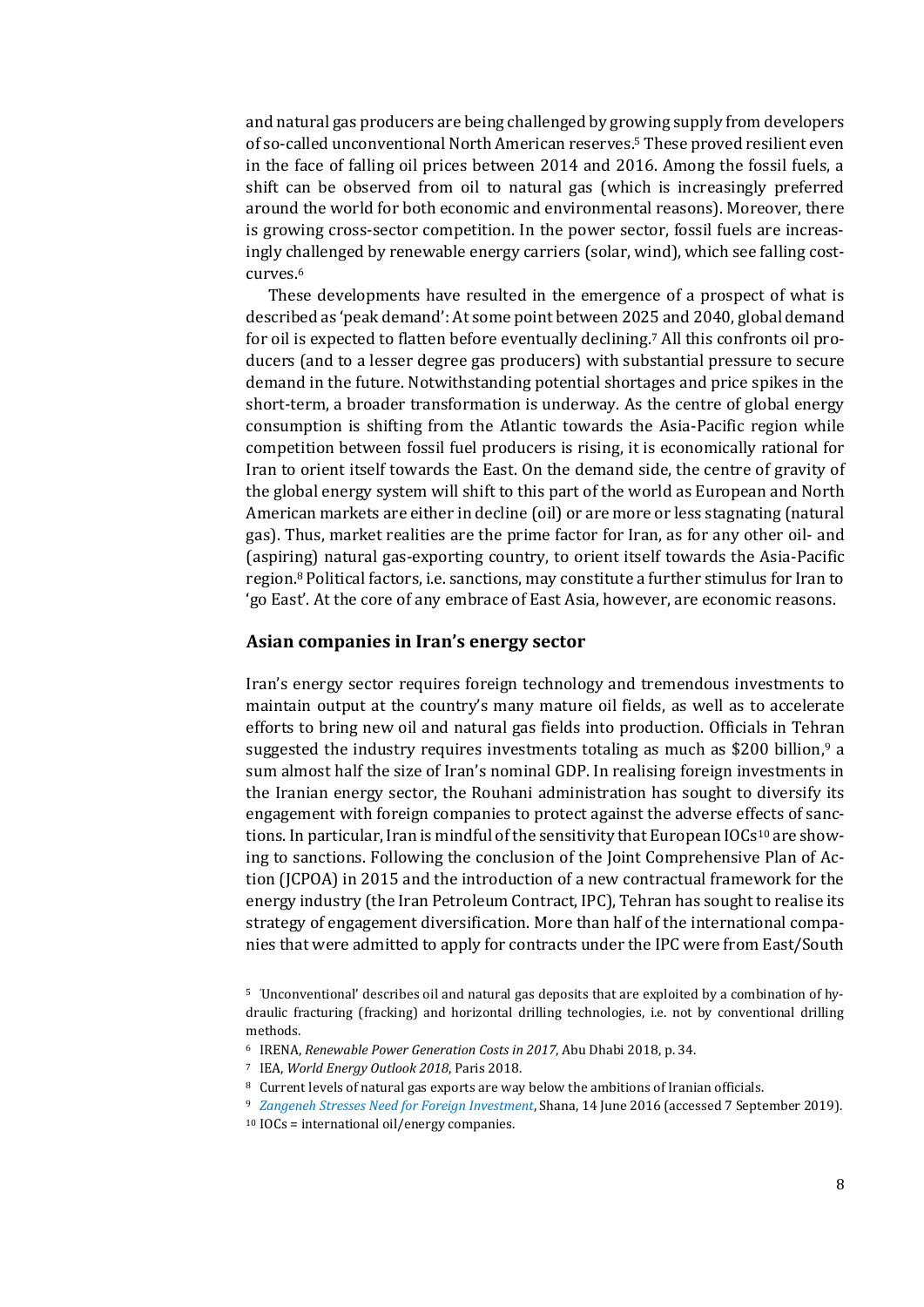and natural gas producers are being challenged by growing supply from developers of so-called unconventional North American reserves.[5] These proved resilient even in the face of falling oil prices between 2014 and 2016. Among the fossil fuels, a shift can be observed from oil to natural gas (which is increasingly preferred around the world for both economic and environmental reasons). Moreover, there is growing cross-sector competition. In the power sector, fossil fuels are increasingly challenged by renewable energy carriers (solar, wind), which see falling cost-curves.[6]

These developments have resulted in the emergence of a prospect of what is described as 'peak demand': At some point between 2025 and 2040, global demand for oil is expected to flatten before eventually declining.[7] All this confronts oil producers (and to a lesser degree gas producers) with substantial pressure to secure demand in the future. Notwithstanding potential shortages and price spikes in the short-term, a broader transformation is underway. As the centre of global energy consumption is shifting from the Atlantic towards the Asia-Pacific region while competition between fossil fuel producers is rising, it is economically rational for Iran to orient itself towards the East. On the demand side, the centre of gravity of the global energy system will shift to this part of the world as European and North American markets are either in decline (oil) or are more or less stagnating (natural gas). Thus, market realities are the prime factor for Iran, as for any other oil- and (aspiring) natural gas-exporting country, to orient itself towards the Asia-Pacific region.[8] Political factors, i.e. sanctions, may constitute a further stimulus for Iran to 'go East'. At the core of any embrace of East Asia, however, are economic reasons.

## Asian companies in Iran's energy sector

Iran's energy sector requires foreign technology and tremendous investments to maintain output at the country's many mature oil fields, as well as to accelerate efforts to bring new oil and natural gas fields into production. Officials in Tehran suggested the industry requires investments totaling as much as $200 billion,[9] a sum almost half the size of Iran's nominal GDP. In realising foreign investments in the Iranian energy sector, the Rouhani administration has sought to diversify its engagement with foreign companies to protect against the adverse effects of sanctions. In particular, Iran is mindful of the sensitivity that European IOCs[10] are showing to sanctions. Following the conclusion of the Joint Comprehensive Plan of Action (JCPOA) in 2015 and the introduction of a new contractual framework for the energy industry (the Iran Petroleum Contract, IPC), Tehran has sought to realise its strategy of engagement diversification. More than half of the international companies that were admitted to apply for contracts under the IPC were from East/South

[5] 'Unconventional' describes oil and natural gas deposits that are exploited by a combination of hydraulic fracturing (fracking) and horizontal drilling technologies, i.e. not by conventional drilling methods.

[6] IRENA, *Renewable Power Generation Costs in 2017*, Abu Dhabi 2018, p. 34.

[7] IEA, *World Energy Outlook 2018*, Paris 2018.

[8] Current levels of natural gas exports are way below the ambitions of Iranian officials.

[9] *Zangeneh Stresses Need for Foreign Investment*, Shana, 14 June 2016 (accessed 7 September 2019).

[10] IOCs = international oil/energy companies.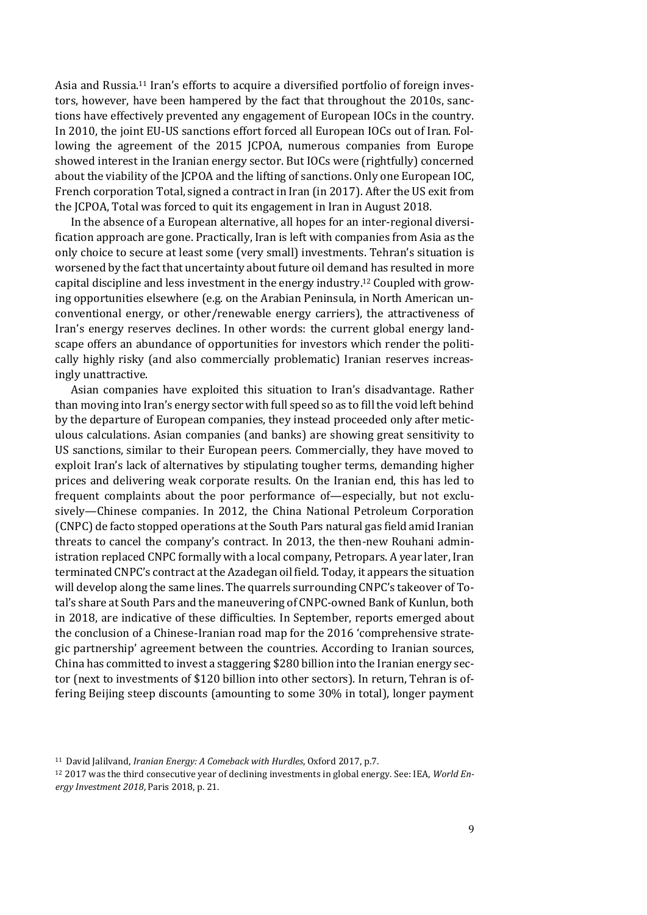Asia and Russia.[11] Iran's efforts to acquire a diversified portfolio of foreign investors, however, have been hampered by the fact that throughout the 2010s, sanctions have effectively prevented any engagement of European IOCs in the country. In 2010, the joint EU-US sanctions effort forced all European IOCs out of Iran. Following the agreement of the 2015 JCPOA, numerous companies from Europe showed interest in the Iranian energy sector. But IOCs were (rightfully) concerned about the viability of the JCPOA and the lifting of sanctions. Only one European IOC, French corporation Total, signed a contract in Iran (in 2017). After the US exit from the JCPOA, Total was forced to quit its engagement in Iran in August 2018.

In the absence of a European alternative, all hopes for an inter-regional diversification approach are gone. Practically, Iran is left with companies from Asia as the only choice to secure at least some (very small) investments. Tehran's situation is worsened by the fact that uncertainty about future oil demand has resulted in more capital discipline and less investment in the energy industry.[12] Coupled with growing opportunities elsewhere (e.g. on the Arabian Peninsula, in North American unconventional energy, or other/renewable energy carriers), the attractiveness of Iran's energy reserves declines. In other words: the current global energy landscape offers an abundance of opportunities for investors which render the politically highly risky (and also commercially problematic) Iranian reserves increasingly unattractive.

Asian companies have exploited this situation to Iran's disadvantage. Rather than moving into Iran's energy sector with full speed so as to fill the void left behind by the departure of European companies, they instead proceeded only after meticulous calculations. Asian companies (and banks) are showing great sensitivity to US sanctions, similar to their European peers. Commercially, they have moved to exploit Iran's lack of alternatives by stipulating tougher terms, demanding higher prices and delivering weak corporate results. On the Iranian end, this has led to frequent complaints about the poor performance of—especially, but not exclusively—Chinese companies. In 2012, the China National Petroleum Corporation (CNPC) de facto stopped operations at the South Pars natural gas field amid Iranian threats to cancel the company's contract. In 2013, the then-new Rouhani administration replaced CNPC formally with a local company, Petropars. A year later, Iran terminated CNPC's contract at the Azadegan oil field. Today, it appears the situation will develop along the same lines. The quarrels surrounding CNPC's takeover of Total's share at South Pars and the maneuvering of CNPC-owned Bank of Kunlun, both in 2018, are indicative of these difficulties. In September, reports emerged about the conclusion of a Chinese-Iranian road map for the 2016 'comprehensive strategic partnership' agreement between the countries. According to Iranian sources, China has committed to invest a staggering $280 billion into the Iranian energy sector (next to investments of $120 billion into other sectors). In return, Tehran is offering Beijing steep discounts (amounting to some 30% in total), longer payment

---

[11] David Jalilvand, *Iranian Energy: A Comeback with Hurdles*, Oxford 2017, p.7.

[12] 2017 was the third consecutive year of declining investments in global energy. See: IEA, *World Energy Investment 2018*, Paris 2018, p. 21.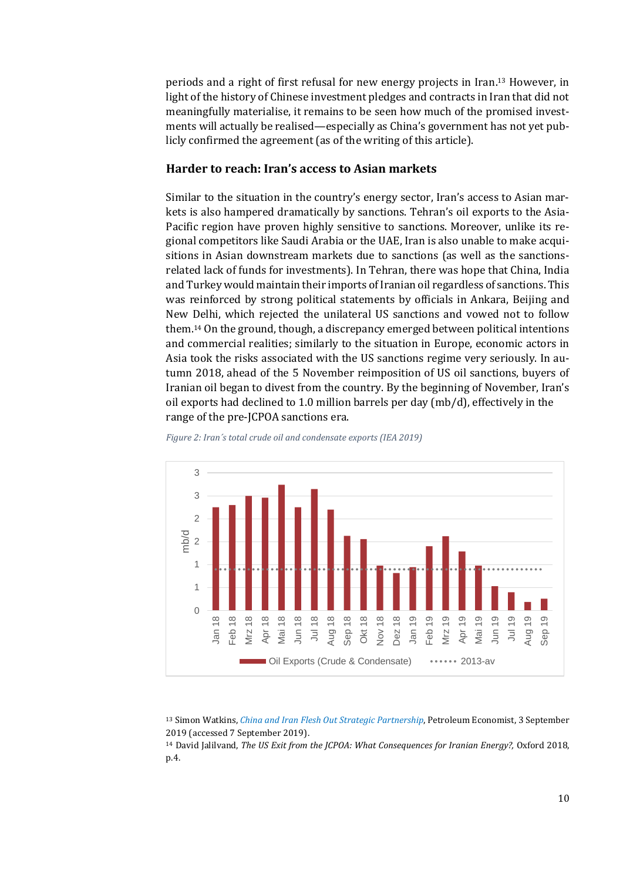periods and a right of first refusal for new energy projects in Iran.[13] However, in light of the history of Chinese investment pledges and contracts in Iran that did not meaningfully materialise, it remains to be seen how much of the promised investments will actually be realised—especially as China's government has not yet publicly confirmed the agreement (as of the writing of this article).

### Harder to reach: Iran's access to Asian markets

Similar to the situation in the country's energy sector, Iran's access to Asian markets is also hampered dramatically by sanctions. Tehran's oil exports to the Asia-Pacific region have proven highly sensitive to sanctions. Moreover, unlike its regional competitors like Saudi Arabia or the UAE, Iran is also unable to make acquisitions in Asian downstream markets due to sanctions (as well as the sanctions-related lack of funds for investments). In Tehran, there was hope that China, India and Turkey would maintain their imports of Iranian oil regardless of sanctions. This was reinforced by strong political statements by officials in Ankara, Beijing and New Delhi, which rejected the unilateral US sanctions and vowed not to follow them.[14] On the ground, though, a discrepancy emerged between political intentions and commercial realities; similarly to the situation in Europe, economic actors in Asia took the risks associated with the US sanctions regime very seriously. In autumn 2018, ahead of the 5 November reimposition of US oil sanctions, buyers of Iranian oil began to divest from the country. By the beginning of November, Iran's oil exports had declined to 1.0 million barrels per day (mb/d), effectively in the range of the pre-JCPOA sanctions era.

*Figure 2: Iran´s total crude oil and condensate exports (IEA 2019)*

[13] Simon Watkins, *China and Iran Flesh Out Strategic Partnership*, Petroleum Economist, 3 September 2019 (accessed 7 September 2019).

[14] David Jalilvand, *The US Exit from the JCPOA: What Consequences for Iranian Energy?,* Oxford 2018, p.4.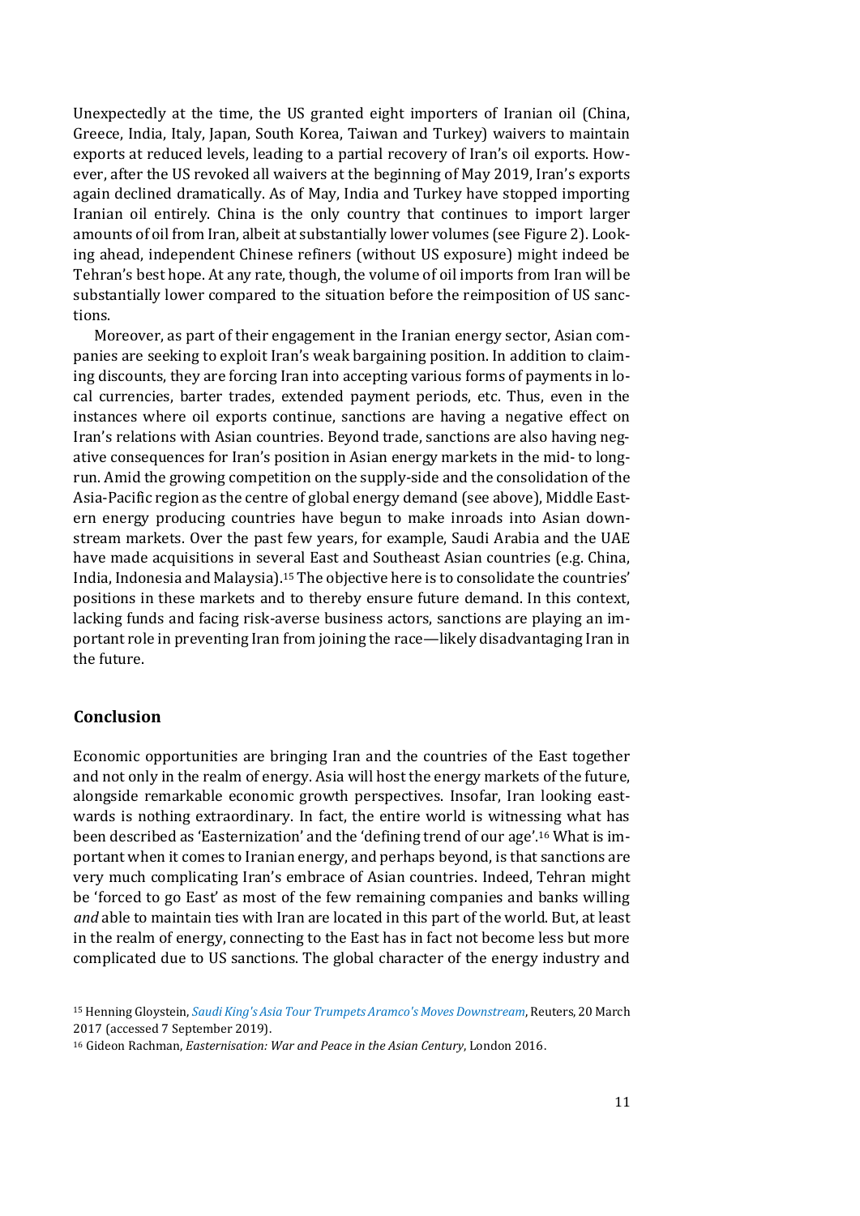Unexpectedly at the time, the US granted eight importers of Iranian oil (China, Greece, India, Italy, Japan, South Korea, Taiwan and Turkey) waivers to maintain exports at reduced levels, leading to a partial recovery of Iran's oil exports. However, after the US revoked all waivers at the beginning of May 2019, Iran's exports again declined dramatically. As of May, India and Turkey have stopped importing Iranian oil entirely. China is the only country that continues to import larger amounts of oil from Iran, albeit at substantially lower volumes (see Figure 2). Looking ahead, independent Chinese refiners (without US exposure) might indeed be Tehran's best hope. At any rate, though, the volume of oil imports from Iran will be substantially lower compared to the situation before the reimposition of US sanctions.

Moreover, as part of their engagement in the Iranian energy sector, Asian companies are seeking to exploit Iran's weak bargaining position. In addition to claiming discounts, they are forcing Iran into accepting various forms of payments in local currencies, barter trades, extended payment periods, etc. Thus, even in the instances where oil exports continue, sanctions are having a negative effect on Iran's relations with Asian countries. Beyond trade, sanctions are also having negative consequences for Iran's position in Asian energy markets in the mid- to long-run. Amid the growing competition on the supply-side and the consolidation of the Asia-Pacific region as the centre of global energy demand (see above), Middle Eastern energy producing countries have begun to make inroads into Asian downstream markets. Over the past few years, for example, Saudi Arabia and the UAE have made acquisitions in several East and Southeast Asian countries (e.g. China, India, Indonesia and Malaysia).[15] The objective here is to consolidate the countries' positions in these markets and to thereby ensure future demand. In this context, lacking funds and facing risk-averse business actors, sanctions are playing an important role in preventing Iran from joining the race—likely disadvantaging Iran in the future.

## Conclusion

Economic opportunities are bringing Iran and the countries of the East together and not only in the realm of energy. Asia will host the energy markets of the future, alongside remarkable economic growth perspectives. Insofar, Iran looking eastwards is nothing extraordinary. In fact, the entire world is witnessing what has been described as 'Easternization' and the 'defining trend of our age'.[16] What is important when it comes to Iranian energy, and perhaps beyond, is that sanctions are very much complicating Iran's embrace of Asian countries. Indeed, Tehran might be 'forced to go East' as most of the few remaining companies and banks willing *and* able to maintain ties with Iran are located in this part of the world. But, at least in the realm of energy, connecting to the East has in fact not become less but more complicated due to US sanctions. The global character of the energy industry and

[15] Henning Gloystein, *Saudi King's Asia Tour Trumpets Aramco's Moves Downstream*, Reuters, 20 March 2017 (accessed 7 September 2019).

[16] Gideon Rachman, *Easternisation: War and Peace in the Asian Century*, London 2016.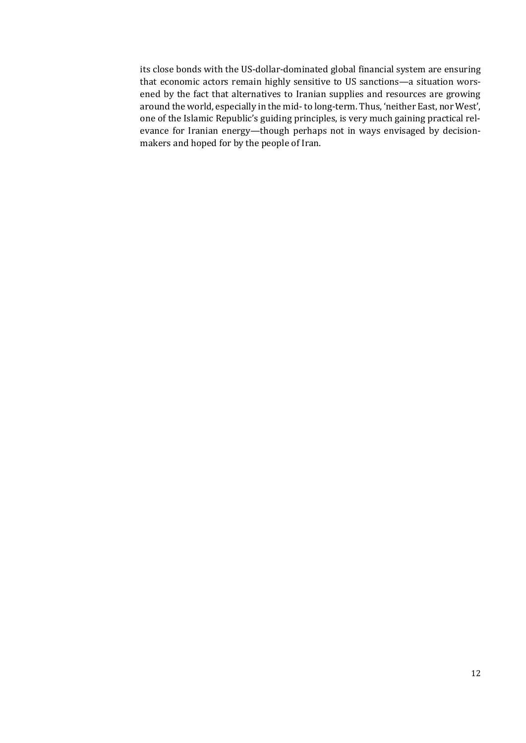its close bonds with the US-dollar-dominated global financial system are ensuring that economic actors remain highly sensitive to US sanctions—a situation worsened by the fact that alternatives to Iranian supplies and resources are growing around the world, especially in the mid- to long-term. Thus, 'neither East, nor West', one of the Islamic Republic's guiding principles, is very much gaining practical relevance for Iranian energy—though perhaps not in ways envisaged by decision-makers and hoped for by the people of Iran.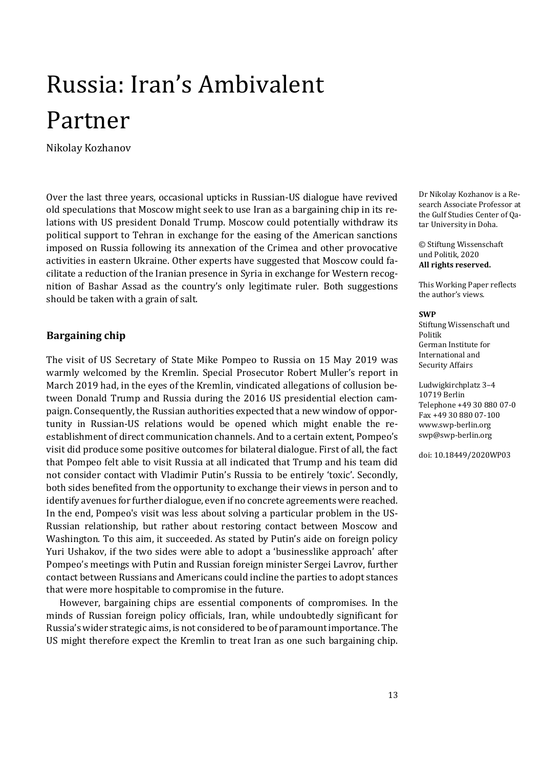# Russia: Iran's Ambivalent Partner

Nikolay Kozhanov

Over the last three years, occasional upticks in Russian-US dialogue have revived old speculations that Moscow might seek to use Iran as a bargaining chip in its relations with US president Donald Trump. Moscow could potentially withdraw its political support to Tehran in exchange for the easing of the American sanctions imposed on Russia following its annexation of the Crimea and other provocative activities in eastern Ukraine. Other experts have suggested that Moscow could facilitate a reduction of the Iranian presence in Syria in exchange for Western recognition of Bashar Assad as the country's only legitimate ruler. Both suggestions should be taken with a grain of salt.

Dr Nikolay Kozhanov is a Research Associate Professor at the Gulf Studies Center of Qatar University in Doha.

© Stiftung Wissenschaft und Politik, 2020
**All rights reserved.**

This Working Paper reflects the author's views.

**SWP**
Stiftung Wissenschaft und Politik
German Institute for International and Security Affairs

Ludwigkirchplatz 3–4
10719 Berlin
Telephone +49 30 880 07-0
Fax +49 30 880 07-100
www.swp-berlin.org
swp@swp-berlin.org

doi: 10.18449/2020WP03

## Bargaining chip

The visit of US Secretary of State Mike Pompeo to Russia on 15 May 2019 was warmly welcomed by the Kremlin. Special Prosecutor Robert Muller's report in March 2019 had, in the eyes of the Kremlin, vindicated allegations of collusion between Donald Trump and Russia during the 2016 US presidential election campaign. Consequently, the Russian authorities expected that a new window of opportunity in Russian-US relations would be opened which might enable the re-establishment of direct communication channels. And to a certain extent, Pompeo's visit did produce some positive outcomes for bilateral dialogue. First of all, the fact that Pompeo felt able to visit Russia at all indicated that Trump and his team did not consider contact with Vladimir Putin's Russia to be entirely 'toxic'. Secondly, both sides benefited from the opportunity to exchange their views in person and to identify avenues for further dialogue, even if no concrete agreements were reached. In the end, Pompeo's visit was less about solving a particular problem in the US-Russian relationship, but rather about restoring contact between Moscow and Washington. To this aim, it succeeded. As stated by Putin's aide on foreign policy Yuri Ushakov, if the two sides were able to adopt a 'businesslike approach' after Pompeo's meetings with Putin and Russian foreign minister Sergei Lavrov, further contact between Russians and Americans could incline the parties to adopt stances that were more hospitable to compromise in the future.

However, bargaining chips are essential components of compromises. In the minds of Russian foreign policy officials, Iran, while undoubtedly significant for Russia's wider strategic aims, is not considered to be of paramount importance. The US might therefore expect the Kremlin to treat Iran as one such bargaining chip.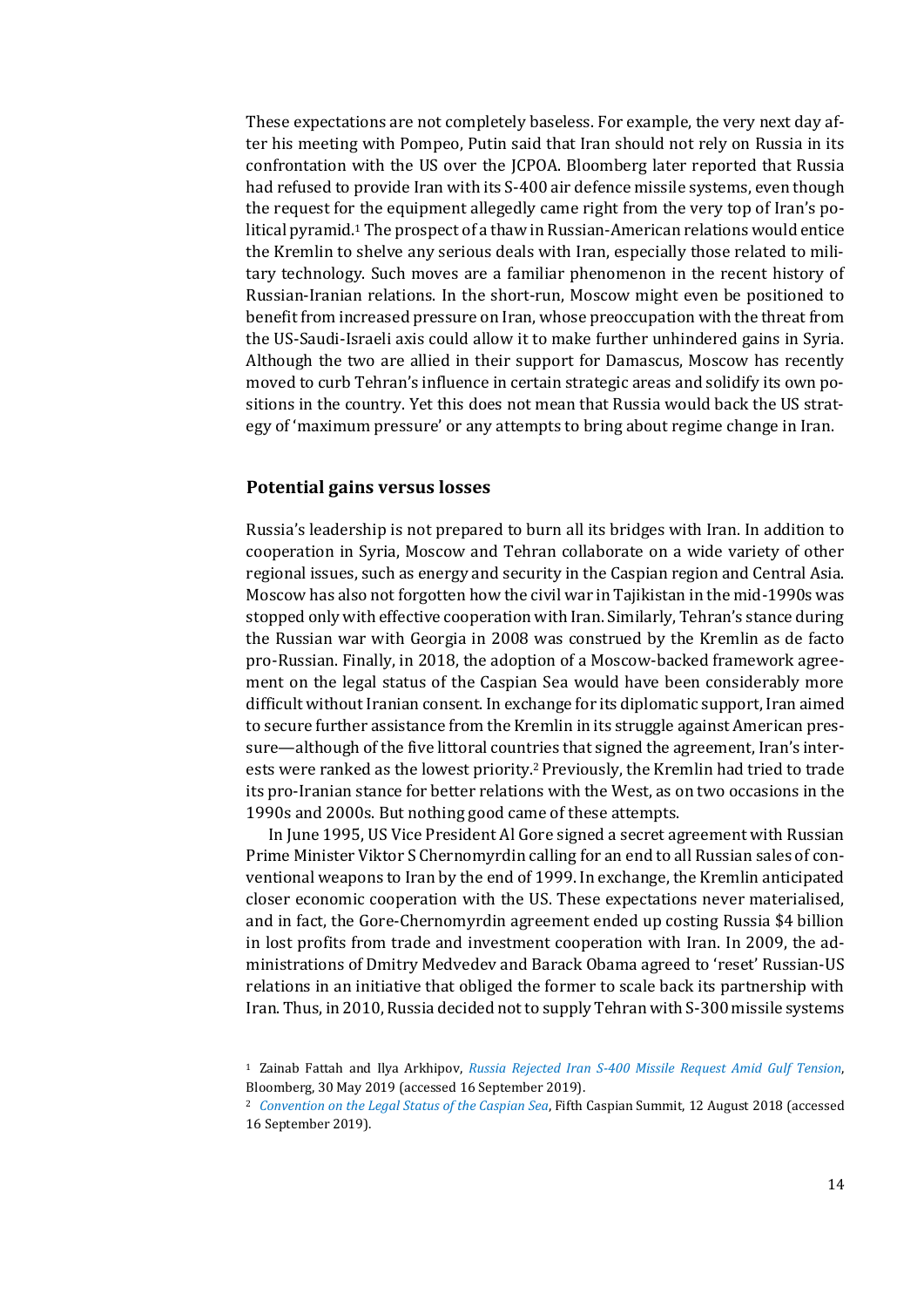These expectations are not completely baseless. For example, the very next day after his meeting with Pompeo, Putin said that Iran should not rely on Russia in its confrontation with the US over the JCPOA. Bloomberg later reported that Russia had refused to provide Iran with its S-400 air defence missile systems, even though the request for the equipment allegedly came right from the very top of Iran's political pyramid.[1] The prospect of a thaw in Russian-American relations would entice the Kremlin to shelve any serious deals with Iran, especially those related to military technology. Such moves are a familiar phenomenon in the recent history of Russian-Iranian relations. In the short-run, Moscow might even be positioned to benefit from increased pressure on Iran, whose preoccupation with the threat from the US-Saudi-Israeli axis could allow it to make further unhindered gains in Syria. Although the two are allied in their support for Damascus, Moscow has recently moved to curb Tehran's influence in certain strategic areas and solidify its own positions in the country. Yet this does not mean that Russia would back the US strategy of 'maximum pressure' or any attempts to bring about regime change in Iran.

## Potential gains versus losses

Russia's leadership is not prepared to burn all its bridges with Iran. In addition to cooperation in Syria, Moscow and Tehran collaborate on a wide variety of other regional issues, such as energy and security in the Caspian region and Central Asia. Moscow has also not forgotten how the civil war in Tajikistan in the mid-1990s was stopped only with effective cooperation with Iran. Similarly, Tehran's stance during the Russian war with Georgia in 2008 was construed by the Kremlin as de facto pro-Russian. Finally, in 2018, the adoption of a Moscow-backed framework agreement on the legal status of the Caspian Sea would have been considerably more difficult without Iranian consent. In exchange for its diplomatic support, Iran aimed to secure further assistance from the Kremlin in its struggle against American pressure—although of the five littoral countries that signed the agreement, Iran's interests were ranked as the lowest priority.[2] Previously, the Kremlin had tried to trade its pro-Iranian stance for better relations with the West, as on two occasions in the 1990s and 2000s. But nothing good came of these attempts.

In June 1995, US Vice President Al Gore signed a secret agreement with Russian Prime Minister Viktor S Chernomyrdin calling for an end to all Russian sales of conventional weapons to Iran by the end of 1999. In exchange, the Kremlin anticipated closer economic cooperation with the US. These expectations never materialised, and in fact, the Gore-Chernomyrdin agreement ended up costing Russia $4 billion in lost profits from trade and investment cooperation with Iran. In 2009, the administrations of Dmitry Medvedev and Barack Obama agreed to 'reset' Russian-US relations in an initiative that obliged the former to scale back its partnership with Iran. Thus, in 2010, Russia decided not to supply Tehran with S-300 missile systems

[1] Zainab Fattah and Ilya Arkhipov, *Russia Rejected Iran S-400 Missile Request Amid Gulf Tension*, Bloomberg, 30 May 2019 (accessed 16 September 2019).

[2] *Convention on the Legal Status of the Caspian Sea*, Fifth Caspian Summit, 12 August 2018 (accessed 16 September 2019).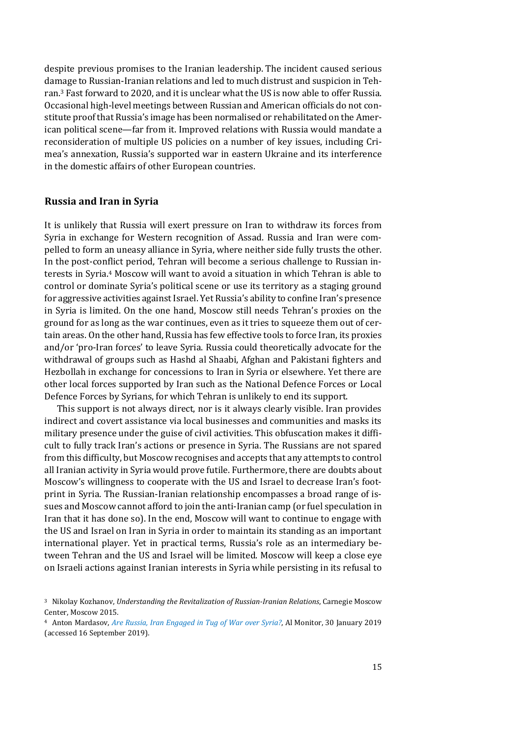despite previous promises to the Iranian leadership. The incident caused serious damage to Russian-Iranian relations and led to much distrust and suspicion in Tehran.[3] Fast forward to 2020, and it is unclear what the US is now able to offer Russia. Occasional high-level meetings between Russian and American officials do not constitute proof that Russia's image has been normalised or rehabilitated on the American political scene—far from it. Improved relations with Russia would mandate a reconsideration of multiple US policies on a number of key issues, including Crimea's annexation, Russia's supported war in eastern Ukraine and its interference in the domestic affairs of other European countries.

## Russia and Iran in Syria

It is unlikely that Russia will exert pressure on Iran to withdraw its forces from Syria in exchange for Western recognition of Assad. Russia and Iran were compelled to form an uneasy alliance in Syria, where neither side fully trusts the other. In the post-conflict period, Tehran will become a serious challenge to Russian interests in Syria.[4] Moscow will want to avoid a situation in which Tehran is able to control or dominate Syria's political scene or use its territory as a staging ground for aggressive activities against Israel. Yet Russia's ability to confine Iran's presence in Syria is limited. On the one hand, Moscow still needs Tehran's proxies on the ground for as long as the war continues, even as it tries to squeeze them out of certain areas. On the other hand, Russia has few effective tools to force Iran, its proxies and/or 'pro-Iran forces' to leave Syria. Russia could theoretically advocate for the withdrawal of groups such as Hashd al Shaabi, Afghan and Pakistani fighters and Hezbollah in exchange for concessions to Iran in Syria or elsewhere. Yet there are other local forces supported by Iran such as the National Defence Forces or Local Defence Forces by Syrians, for which Tehran is unlikely to end its support.

This support is not always direct, nor is it always clearly visible. Iran provides indirect and covert assistance via local businesses and communities and masks its military presence under the guise of civil activities. This obfuscation makes it difficult to fully track Iran's actions or presence in Syria. The Russians are not spared from this difficulty, but Moscow recognises and accepts that any attempts to control all Iranian activity in Syria would prove futile. Furthermore, there are doubts about Moscow's willingness to cooperate with the US and Israel to decrease Iran's footprint in Syria. The Russian-Iranian relationship encompasses a broad range of issues and Moscow cannot afford to join the anti-Iranian camp (or fuel speculation in Iran that it has done so). In the end, Moscow will want to continue to engage with the US and Israel on Iran in Syria in order to maintain its standing as an important international player. Yet in practical terms, Russia's role as an intermediary between Tehran and the US and Israel will be limited. Moscow will keep a close eye on Israeli actions against Iranian interests in Syria while persisting in its refusal to

[3] Nikolay Kozhanov, *Understanding the Revitalization of Russian-Iranian Relations*, Carnegie Moscow Center, Moscow 2015.

[4] Anton Mardasov, *Are Russia, Iran Engaged in Tug of War over Syria?*, Al Monitor, 30 January 2019 (accessed 16 September 2019).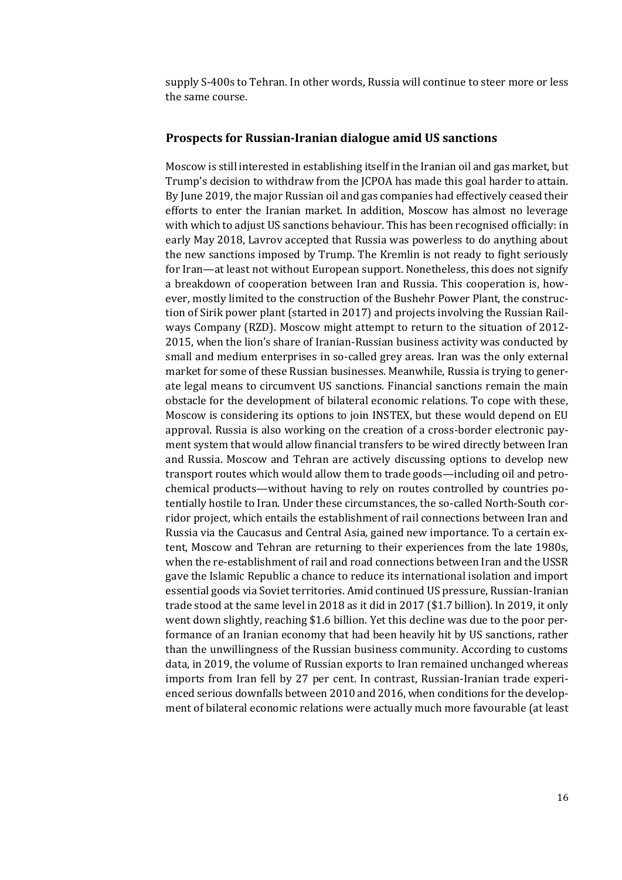supply S-400s to Tehran. In other words, Russia will continue to steer more or less the same course.

## Prospects for Russian-Iranian dialogue amid US sanctions

Moscow is still interested in establishing itself in the Iranian oil and gas market, but Trump's decision to withdraw from the JCPOA has made this goal harder to attain. By June 2019, the major Russian oil and gas companies had effectively ceased their efforts to enter the Iranian market. In addition, Moscow has almost no leverage with which to adjust US sanctions behaviour. This has been recognised officially: in early May 2018, Lavrov accepted that Russia was powerless to do anything about the new sanctions imposed by Trump. The Kremlin is not ready to fight seriously for Iran—at least not without European support. Nonetheless, this does not signify a breakdown of cooperation between Iran and Russia. This cooperation is, however, mostly limited to the construction of the Bushehr Power Plant, the construction of Sirik power plant (started in 2017) and projects involving the Russian Railways Company (RZD). Moscow might attempt to return to the situation of 2012-2015, when the lion's share of Iranian-Russian business activity was conducted by small and medium enterprises in so-called grey areas. Iran was the only external market for some of these Russian businesses. Meanwhile, Russia is trying to generate legal means to circumvent US sanctions. Financial sanctions remain the main obstacle for the development of bilateral economic relations. To cope with these, Moscow is considering its options to join INSTEX, but these would depend on EU approval. Russia is also working on the creation of a cross-border electronic payment system that would allow financial transfers to be wired directly between Iran and Russia. Moscow and Tehran are actively discussing options to develop new transport routes which would allow them to trade goods—including oil and petrochemical products—without having to rely on routes controlled by countries potentially hostile to Iran. Under these circumstances, the so-called North-South corridor project, which entails the establishment of rail connections between Iran and Russia via the Caucasus and Central Asia, gained new importance. To a certain extent, Moscow and Tehran are returning to their experiences from the late 1980s, when the re-establishment of rail and road connections between Iran and the USSR gave the Islamic Republic a chance to reduce its international isolation and import essential goods via Soviet territories. Amid continued US pressure, Russian-Iranian trade stood at the same level in 2018 as it did in 2017 ($1.7 billion). In 2019, it only went down slightly, reaching $1.6 billion. Yet this decline was due to the poor performance of an Iranian economy that had been heavily hit by US sanctions, rather than the unwillingness of the Russian business community. According to customs data, in 2019, the volume of Russian exports to Iran remained unchanged whereas imports from Iran fell by 27 per cent. In contrast, Russian-Iranian trade experienced serious downfalls between 2010 and 2016, when conditions for the development of bilateral economic relations were actually much more favourable (at least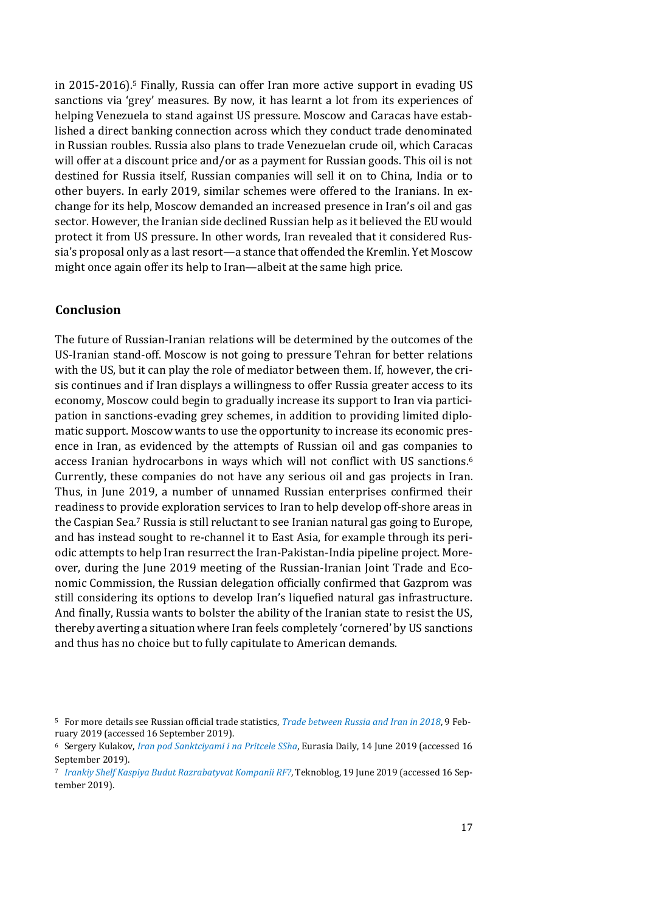in 2015-2016).[5] Finally, Russia can offer Iran more active support in evading US sanctions via 'grey' measures. By now, it has learnt a lot from its experiences of helping Venezuela to stand against US pressure. Moscow and Caracas have established a direct banking connection across which they conduct trade denominated in Russian roubles. Russia also plans to trade Venezuelan crude oil, which Caracas will offer at a discount price and/or as a payment for Russian goods. This oil is not destined for Russia itself, Russian companies will sell it on to China, India or to other buyers. In early 2019, similar schemes were offered to the Iranians. In exchange for its help, Moscow demanded an increased presence in Iran's oil and gas sector. However, the Iranian side declined Russian help as it believed the EU would protect it from US pressure. In other words, Iran revealed that it considered Russia's proposal only as a last resort—a stance that offended the Kremlin. Yet Moscow might once again offer its help to Iran—albeit at the same high price.

## Conclusion

The future of Russian-Iranian relations will be determined by the outcomes of the US-Iranian stand-off. Moscow is not going to pressure Tehran for better relations with the US, but it can play the role of mediator between them. If, however, the crisis continues and if Iran displays a willingness to offer Russia greater access to its economy, Moscow could begin to gradually increase its support to Iran via participation in sanctions-evading grey schemes, in addition to providing limited diplomatic support. Moscow wants to use the opportunity to increase its economic presence in Iran, as evidenced by the attempts of Russian oil and gas companies to access Iranian hydrocarbons in ways which will not conflict with US sanctions.[6] Currently, these companies do not have any serious oil and gas projects in Iran. Thus, in June 2019, a number of unnamed Russian enterprises confirmed their readiness to provide exploration services to Iran to help develop off-shore areas in the Caspian Sea.[7] Russia is still reluctant to see Iranian natural gas going to Europe, and has instead sought to re-channel it to East Asia, for example through its periodic attempts to help Iran resurrect the Iran-Pakistan-India pipeline project. Moreover, during the June 2019 meeting of the Russian-Iranian Joint Trade and Economic Commission, the Russian delegation officially confirmed that Gazprom was still considering its options to develop Iran's liquefied natural gas infrastructure. And finally, Russia wants to bolster the ability of the Iranian state to resist the US, thereby averting a situation where Iran feels completely 'cornered' by US sanctions and thus has no choice but to fully capitulate to American demands.

[5] For more details see Russian official trade statistics, *Trade between Russia and Iran in 2018*, 9 February 2019 (accessed 16 September 2019).

[6] Sergery Kulakov, *Iran pod Sanktciyami i na Pritcele SSha*, Eurasia Daily, 14 June 2019 (accessed 16 September 2019).

[7] *Irankiy Shelf Kaspiya Budut Razrabatyvat Kompanii RF?*, Teknoblog, 19 June 2019 (accessed 16 September 2019).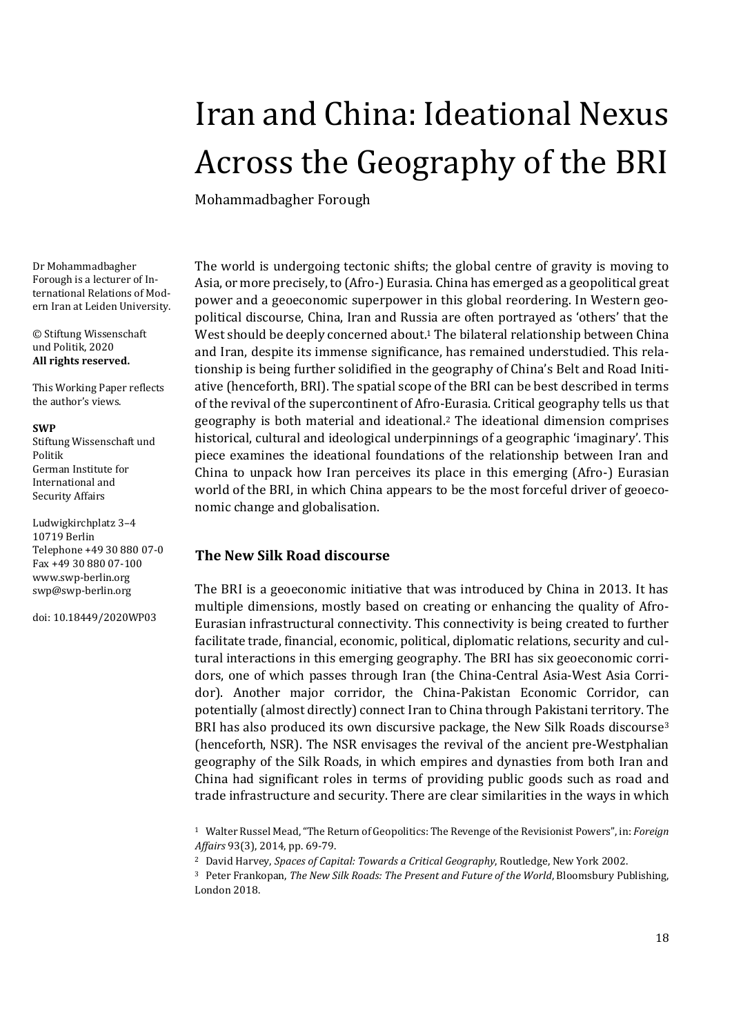# Iran and China: Ideational Nexus Across the Geography of the BRI

Mohammadbagher Forough

Dr Mohammadbagher Forough is a lecturer of International Relations of Modern Iran at Leiden University.

© Stiftung Wissenschaft und Politik, 2020
**All rights reserved.**

This Working Paper reflects the author's views.

**SWP**
Stiftung Wissenschaft und Politik
German Institute for International and Security Affairs

Ludwigkirchplatz 3–4
10719 Berlin
Telephone +49 30 880 07-0
Fax +49 30 880 07-100
www.swp-berlin.org
swp@swp-berlin.org

doi: 10.18449/2020WP03

The world is undergoing tectonic shifts; the global centre of gravity is moving to Asia, or more precisely, to (Afro-) Eurasia. China has emerged as a geopolitical great power and a geoeconomic superpower in this global reordering. In Western geopolitical discourse, China, Iran and Russia are often portrayed as 'others' that the West should be deeply concerned about.[1] The bilateral relationship between China and Iran, despite its immense significance, has remained understudied. This relationship is being further solidified in the geography of China's Belt and Road Initiative (henceforth, BRI). The spatial scope of the BRI can be best described in terms of the revival of the supercontinent of Afro-Eurasia. Critical geography tells us that geography is both material and ideational.[2] The ideational dimension comprises historical, cultural and ideological underpinnings of a geographic 'imaginary'. This piece examines the ideational foundations of the relationship between Iran and China to unpack how Iran perceives its place in this emerging (Afro-) Eurasian world of the BRI, in which China appears to be the most forceful driver of geoeconomic change and globalisation.

## The New Silk Road discourse

The BRI is a geoeconomic initiative that was introduced by China in 2013. It has multiple dimensions, mostly based on creating or enhancing the quality of Afro-Eurasian infrastructural connectivity. This connectivity is being created to further facilitate trade, financial, economic, political, diplomatic relations, security and cultural interactions in this emerging geography. The BRI has six geoeconomic corridors, one of which passes through Iran (the China-Central Asia-West Asia Corridor). Another major corridor, the China-Pakistan Economic Corridor, can potentially (almost directly) connect Iran to China through Pakistani territory. The BRI has also produced its own discursive package, the New Silk Roads discourse[3] (henceforth, NSR). The NSR envisages the revival of the ancient pre-Westphalian geography of the Silk Roads, in which empires and dynasties from both Iran and China had significant roles in terms of providing public goods such as road and trade infrastructure and security. There are clear similarities in the ways in which

[1] Walter Russel Mead, "The Return of Geopolitics: The Revenge of the Revisionist Powers", in: *Foreign Affairs* 93(3), 2014, pp. 69-79.

[2] David Harvey, *Spaces of Capital: Towards a Critical Geography*, Routledge, New York 2002.

[3] Peter Frankopan, *The New Silk Roads: The Present and Future of the World*, Bloomsbury Publishing, London 2018.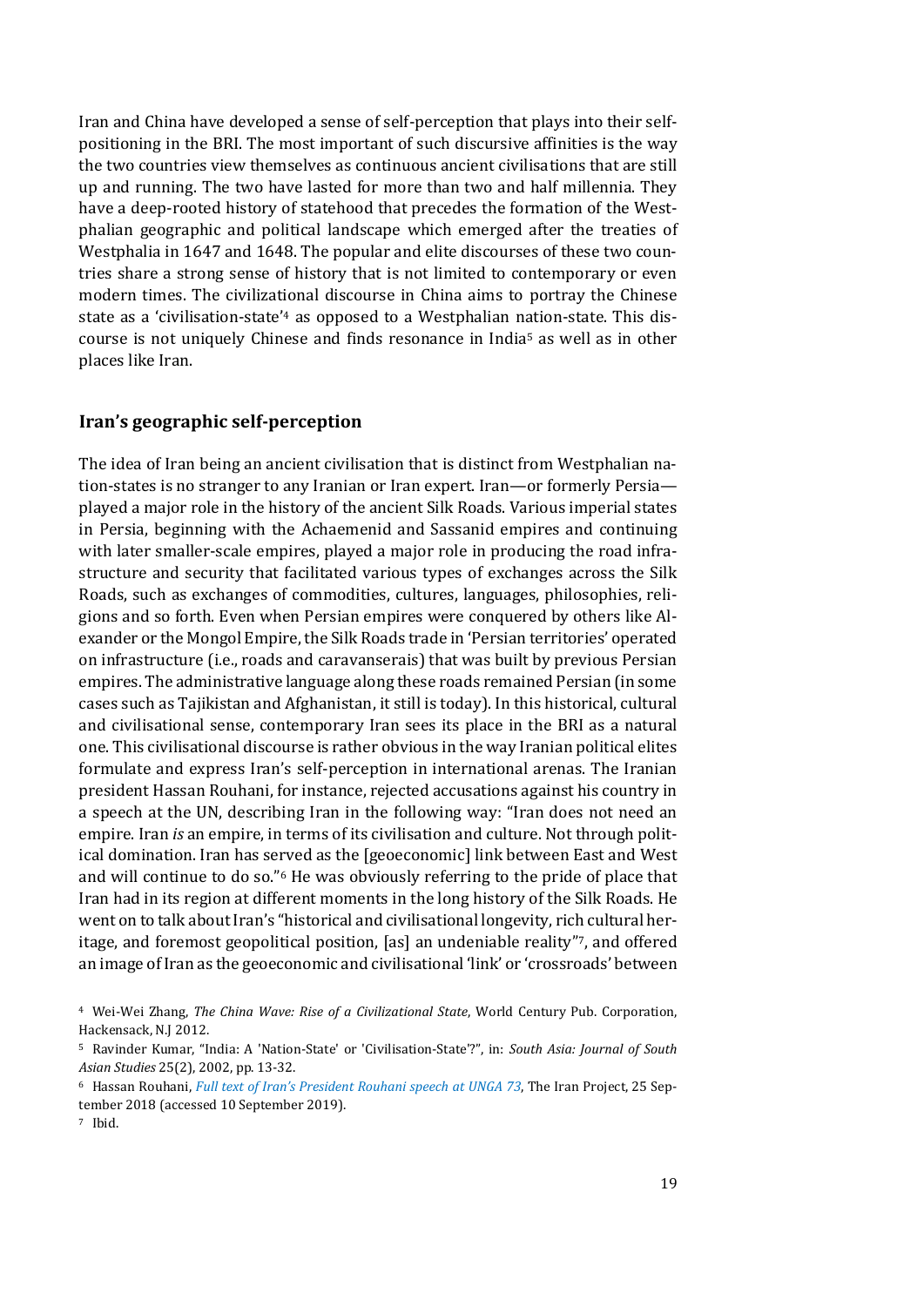Iran and China have developed a sense of self-perception that plays into their self-positioning in the BRI. The most important of such discursive affinities is the way the two countries view themselves as continuous ancient civilisations that are still up and running. The two have lasted for more than two and half millennia. They have a deep-rooted history of statehood that precedes the formation of the Westphalian geographic and political landscape which emerged after the treaties of Westphalia in 1647 and 1648. The popular and elite discourses of these two countries share a strong sense of history that is not limited to contemporary or even modern times. The civilizational discourse in China aims to portray the Chinese state as a 'civilisation-state'[4] as opposed to a Westphalian nation-state. This discourse is not uniquely Chinese and finds resonance in India[5] as well as in other places like Iran.

## Iran's geographic self-perception

The idea of Iran being an ancient civilisation that is distinct from Westphalian nation-states is no stranger to any Iranian or Iran expert. Iran—or formerly Persia—played a major role in the history of the ancient Silk Roads. Various imperial states in Persia, beginning with the Achaemenid and Sassanid empires and continuing with later smaller-scale empires, played a major role in producing the road infrastructure and security that facilitated various types of exchanges across the Silk Roads, such as exchanges of commodities, cultures, languages, philosophies, religions and so forth. Even when Persian empires were conquered by others like Alexander or the Mongol Empire, the Silk Roads trade in 'Persian territories' operated on infrastructure (i.e., roads and caravanserais) that was built by previous Persian empires. The administrative language along these roads remained Persian (in some cases such as Tajikistan and Afghanistan, it still is today). In this historical, cultural and civilisational sense, contemporary Iran sees its place in the BRI as a natural one. This civilisational discourse is rather obvious in the way Iranian political elites formulate and express Iran's self-perception in international arenas. The Iranian president Hassan Rouhani, for instance, rejected accusations against his country in a speech at the UN, describing Iran in the following way: "Iran does not need an empire. Iran *is* an empire, in terms of its civilisation and culture. Not through political domination. Iran has served as the [geoeconomic] link between East and West and will continue to do so."[6] He was obviously referring to the pride of place that Iran had in its region at different moments in the long history of the Silk Roads. He went on to talk about Iran's "historical and civilisational longevity, rich cultural heritage, and foremost geopolitical position, [as] an undeniable reality"[7], and offered an image of Iran as the geoeconomic and civilisational 'link' or 'crossroads' between

---

[4] Wei-Wei Zhang, *The China Wave: Rise of a Civilizational State*, World Century Pub. Corporation, Hackensack, N.J 2012.

[5] Ravinder Kumar, "India: A 'Nation-State' or 'Civilisation-State'?", in: *South Asia: Journal of South Asian Studies* 25(2), 2002, pp. 13-32.

[6] Hassan Rouhani, *Full text of Iran's President Rouhani speech at UNGA 73*, The Iran Project, 25 September 2018 (accessed 10 September 2019).

[7] Ibid.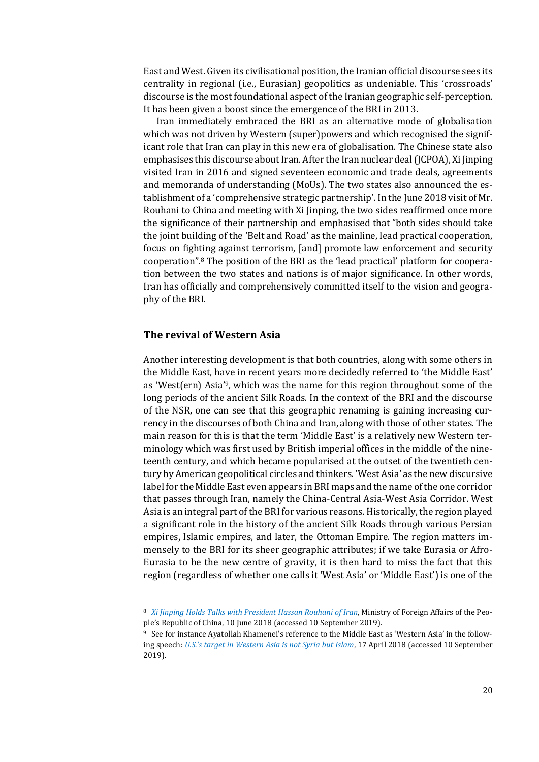East and West. Given its civilisational position, the Iranian official discourse sees its centrality in regional (i.e., Eurasian) geopolitics as undeniable. This 'crossroads' discourse is the most foundational aspect of the Iranian geographic self-perception. It has been given a boost since the emergence of the BRI in 2013.

Iran immediately embraced the BRI as an alternative mode of globalisation which was not driven by Western (super)powers and which recognised the significant role that Iran can play in this new era of globalisation. The Chinese state also emphasises this discourse about Iran. After the Iran nuclear deal (JCPOA), Xi Jinping visited Iran in 2016 and signed seventeen economic and trade deals, agreements and memoranda of understanding (MoUs). The two states also announced the establishment of a 'comprehensive strategic partnership'. In the June 2018 visit of Mr. Rouhani to China and meeting with Xi Jinping, the two sides reaffirmed once more the significance of their partnership and emphasised that "both sides should take the joint building of the 'Belt and Road' as the mainline, lead practical cooperation, focus on fighting against terrorism, [and] promote law enforcement and security cooperation".[8] The position of the BRI as the 'lead practical' platform for cooperation between the two states and nations is of major significance. In other words, Iran has officially and comprehensively committed itself to the vision and geography of the BRI.

## The revival of Western Asia

Another interesting development is that both countries, along with some others in the Middle East, have in recent years more decidedly referred to 'the Middle East' as 'West(ern) Asia'[9], which was the name for this region throughout some of the long periods of the ancient Silk Roads. In the context of the BRI and the discourse of the NSR, one can see that this geographic renaming is gaining increasing currency in the discourses of both China and Iran, along with those of other states. The main reason for this is that the term 'Middle East' is a relatively new Western terminology which was first used by British imperial offices in the middle of the nineteenth century, and which became popularised at the outset of the twentieth century by American geopolitical circles and thinkers. 'West Asia' as the new discursive label for the Middle East even appears in BRI maps and the name of the one corridor that passes through Iran, namely the China-Central Asia-West Asia Corridor. West Asia is an integral part of the BRI for various reasons. Historically, the region played a significant role in the history of the ancient Silk Roads through various Persian empires, Islamic empires, and later, the Ottoman Empire. The region matters immensely to the BRI for its sheer geographic attributes; if we take Eurasia or Afro-Eurasia to be the new centre of gravity, it is then hard to miss the fact that this region (regardless of whether one calls it 'West Asia' or 'Middle East') is one of the

---

[8] *Xi Jinping Holds Talks with President Hassan Rouhani of Iran*, Ministry of Foreign Affairs of the People's Republic of China, 10 June 2018 (accessed 10 September 2019).

[9] See for instance Ayatollah Khamenei's reference to the Middle East as 'Western Asia' in the following speech: *U.S.'s target in Western Asia is not Syria but Islam*, 17 April 2018 (accessed 10 September 2019).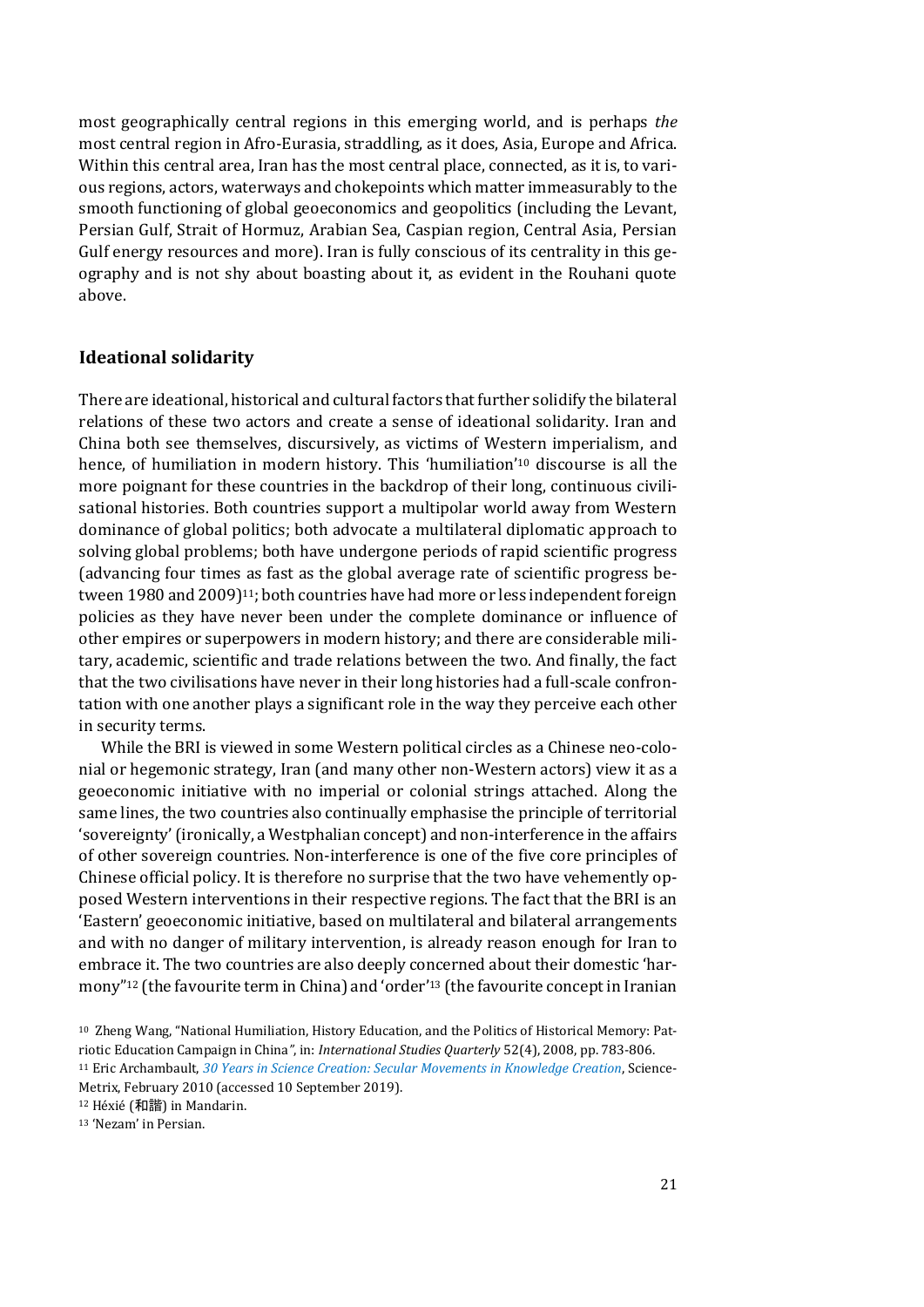most geographically central regions in this emerging world, and is perhaps *the* most central region in Afro-Eurasia, straddling, as it does, Asia, Europe and Africa. Within this central area, Iran has the most central place, connected, as it is, to various regions, actors, waterways and chokepoints which matter immeasurably to the smooth functioning of global geoeconomics and geopolitics (including the Levant, Persian Gulf, Strait of Hormuz, Arabian Sea, Caspian region, Central Asia, Persian Gulf energy resources and more). Iran is fully conscious of its centrality in this geography and is not shy about boasting about it, as evident in the Rouhani quote above.

## Ideational solidarity

There are ideational, historical and cultural factors that further solidify the bilateral relations of these two actors and create a sense of ideational solidarity. Iran and China both see themselves, discursively, as victims of Western imperialism, and hence, of humiliation in modern history. This 'humiliation'[10] discourse is all the more poignant for these countries in the backdrop of their long, continuous civilisational histories. Both countries support a multipolar world away from Western dominance of global politics; both advocate a multilateral diplomatic approach to solving global problems; both have undergone periods of rapid scientific progress (advancing four times as fast as the global average rate of scientific progress between 1980 and 2009)[11]; both countries have had more or less independent foreign policies as they have never been under the complete dominance or influence of other empires or superpowers in modern history; and there are considerable military, academic, scientific and trade relations between the two. And finally, the fact that the two civilisations have never in their long histories had a full-scale confrontation with one another plays a significant role in the way they perceive each other in security terms.

While the BRI is viewed in some Western political circles as a Chinese neo-colonial or hegemonic strategy, Iran (and many other non-Western actors) view it as a geoeconomic initiative with no imperial or colonial strings attached. Along the same lines, the two countries also continually emphasise the principle of territorial 'sovereignty' (ironically, a Westphalian concept) and non-interference in the affairs of other sovereign countries. Non-interference is one of the five core principles of Chinese official policy. It is therefore no surprise that the two have vehemently opposed Western interventions in their respective regions. The fact that the BRI is an 'Eastern' geoeconomic initiative, based on multilateral and bilateral arrangements and with no danger of military intervention, is already reason enough for Iran to embrace it. The two countries are also deeply concerned about their domestic 'harmony"[12] (the favourite term in China) and 'order'[13] (the favourite concept in Iranian

[10] Zheng Wang, "National Humiliation, History Education, and the Politics of Historical Memory: Patriotic Education Campaign in China", in: *International Studies Quarterly* 52(4), 2008, pp. 783-806.

[11] Eric Archambault, *30 Years in Science Creation: Secular Movements in Knowledge Creation*, Science-Metrix, February 2010 (accessed 10 September 2019).

[12] Héxié (和諧) in Mandarin.

[13] 'Nezam' in Persian.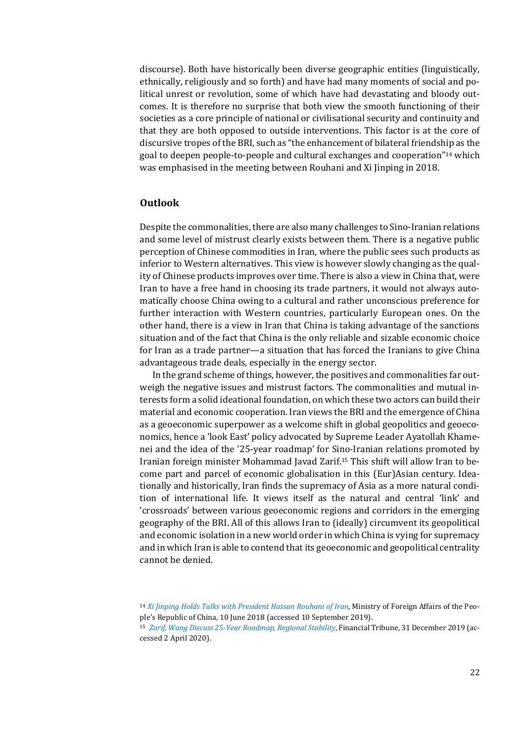discourse). Both have historically been diverse geographic entities (linguistically, ethnically, religiously and so forth) and have had many moments of social and political unrest or revolution, some of which have had devastating and bloody outcomes. It is therefore no surprise that both view the smooth functioning of their societies as a core principle of national or civilisational security and continuity and that they are both opposed to outside interventions. This factor is at the core of discursive tropes of the BRI, such as "the enhancement of bilateral friendship as the goal to deepen people-to-people and cultural exchanges and cooperation"[14] which was emphasised in the meeting between Rouhani and Xi Jinping in 2018.

## Outlook

Despite the commonalities, there are also many challenges to Sino-Iranian relations and some level of mistrust clearly exists between them. There is a negative public perception of Chinese commodities in Iran, where the public sees such products as inferior to Western alternatives. This view is however slowly changing as the quality of Chinese products improves over time. There is also a view in China that, were Iran to have a free hand in choosing its trade partners, it would not always automatically choose China owing to a cultural and rather unconscious preference for further interaction with Western countries, particularly European ones. On the other hand, there is a view in Iran that China is taking advantage of the sanctions situation and of the fact that China is the only reliable and sizable economic choice for Iran as a trade partner—a situation that has forced the Iranians to give China advantageous trade deals, especially in the energy sector.

In the grand scheme of things, however, the positives and commonalities far outweigh the negative issues and mistrust factors. The commonalities and mutual interests form a solid ideational foundation, on which these two actors can build their material and economic cooperation. Iran views the BRI and the emergence of China as a geoeconomic superpower as a welcome shift in global geopolitics and geoeconomics, hence a 'look East' policy advocated by Supreme Leader Ayatollah Khamenei and the idea of the '25-year roadmap' for Sino-Iranian relations promoted by Iranian foreign minister Mohammad Javad Zarif.[15] This shift will allow Iran to become part and parcel of economic globalisation in this (Eur)Asian century. Ideationally and historically, Iran finds the supremacy of Asia as a more natural condition of international life. It views itself as the natural and central 'link' and 'crossroads' between various geoeconomic regions and corridors in the emerging geography of the BRI. All of this allows Iran to (ideally) circumvent its geopolitical and economic isolation in a new world order in which China is vying for supremacy and in which Iran is able to contend that its geoeconomic and geopolitical centrality cannot be denied.

[14] *Xi Jinping Holds Talks with President Hassan Rouhani of Iran*, Ministry of Foreign Affairs of the People's Republic of China, 10 June 2018 (accessed 10 September 2019).

[15] *Zarif, Wang Discuss 25-Year Roadmap, Regional Stability*, Financial Tribune, 31 December 2019 (accessed 2 April 2020).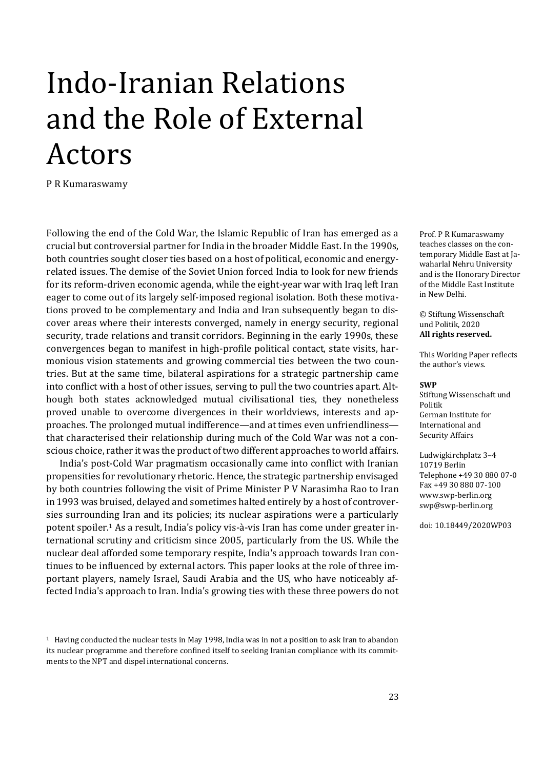# Indo-Iranian Relations and the Role of External Actors

P R Kumaraswamy

Prof. P R Kumaraswamy teaches classes on the contemporary Middle East at Jawaharlal Nehru University and is the Honorary Director of the Middle East Institute in New Delhi.

© Stiftung Wissenschaft und Politik, 2020
**All rights reserved.**

This Working Paper reflects the author's views.

**SWP**
Stiftung Wissenschaft und Politik
German Institute for International and Security Affairs

Ludwigkirchplatz 3–4
10719 Berlin
Telephone +49 30 880 07-0
Fax +49 30 880 07-100
www.swp-berlin.org
swp@swp-berlin.org

doi: 10.18449/2020WP03

Following the end of the Cold War, the Islamic Republic of Iran has emerged as a crucial but controversial partner for India in the broader Middle East. In the 1990s, both countries sought closer ties based on a host of political, economic and energy-related issues. The demise of the Soviet Union forced India to look for new friends for its reform-driven economic agenda, while the eight-year war with Iraq left Iran eager to come out of its largely self-imposed regional isolation. Both these motivations proved to be complementary and India and Iran subsequently began to discover areas where their interests converged, namely in energy security, regional security, trade relations and transit corridors. Beginning in the early 1990s, these convergences began to manifest in high-profile political contact, state visits, harmonious vision statements and growing commercial ties between the two countries. But at the same time, bilateral aspirations for a strategic partnership came into conflict with a host of other issues, serving to pull the two countries apart. Although both states acknowledged mutual civilisational ties, they nonetheless proved unable to overcome divergences in their worldviews, interests and approaches. The prolonged mutual indifference—and at times even unfriendliness—that characterised their relationship during much of the Cold War was not a conscious choice, rather it was the product of two different approaches to world affairs.

India's post-Cold War pragmatism occasionally came into conflict with Iranian propensities for revolutionary rhetoric. Hence, the strategic partnership envisaged by both countries following the visit of Prime Minister P V Narasimha Rao to Iran in 1993 was bruised, delayed and sometimes halted entirely by a host of controversies surrounding Iran and its policies; its nuclear aspirations were a particularly potent spoiler.[1] As a result, India's policy vis-à-vis Iran has come under greater international scrutiny and criticism since 2005, particularly from the US. While the nuclear deal afforded some temporary respite, India's approach towards Iran continues to be influenced by external actors. This paper looks at the role of three important players, namely Israel, Saudi Arabia and the US, who have noticeably affected India's approach to Iran. India's growing ties with these three powers do not

[1] Having conducted the nuclear tests in May 1998, India was in not a position to ask Iran to abandon its nuclear programme and therefore confined itself to seeking Iranian compliance with its commitments to the NPT and dispel international concerns.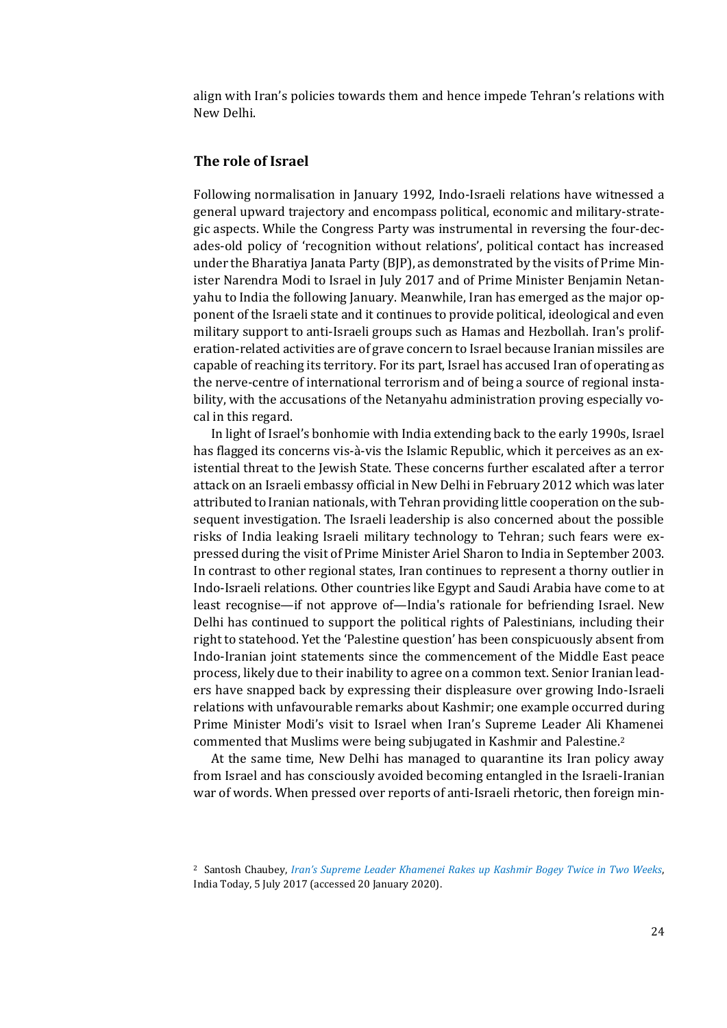align with Iran's policies towards them and hence impede Tehran's relations with New Delhi.

### The role of Israel

Following normalisation in January 1992, Indo-Israeli relations have witnessed a general upward trajectory and encompass political, economic and military-strategic aspects. While the Congress Party was instrumental in reversing the four-decades-old policy of 'recognition without relations', political contact has increased under the Bharatiya Janata Party (BJP), as demonstrated by the visits of Prime Minister Narendra Modi to Israel in July 2017 and of Prime Minister Benjamin Netanyahu to India the following January. Meanwhile, Iran has emerged as the major opponent of the Israeli state and it continues to provide political, ideological and even military support to anti-Israeli groups such as Hamas and Hezbollah. Iran's proliferation-related activities are of grave concern to Israel because Iranian missiles are capable of reaching its territory. For its part, Israel has accused Iran of operating as the nerve-centre of international terrorism and of being a source of regional instability, with the accusations of the Netanyahu administration proving especially vocal in this regard.

In light of Israel's bonhomie with India extending back to the early 1990s, Israel has flagged its concerns vis-à-vis the Islamic Republic, which it perceives as an existential threat to the Jewish State. These concerns further escalated after a terror attack on an Israeli embassy official in New Delhi in February 2012 which was later attributed to Iranian nationals, with Tehran providing little cooperation on the subsequent investigation. The Israeli leadership is also concerned about the possible risks of India leaking Israeli military technology to Tehran; such fears were expressed during the visit of Prime Minister Ariel Sharon to India in September 2003. In contrast to other regional states, Iran continues to represent a thorny outlier in Indo-Israeli relations. Other countries like Egypt and Saudi Arabia have come to at least recognise—if not approve of—India's rationale for befriending Israel. New Delhi has continued to support the political rights of Palestinians, including their right to statehood. Yet the 'Palestine question' has been conspicuously absent from Indo-Iranian joint statements since the commencement of the Middle East peace process, likely due to their inability to agree on a common text. Senior Iranian leaders have snapped back by expressing their displeasure over growing Indo-Israeli relations with unfavourable remarks about Kashmir; one example occurred during Prime Minister Modi's visit to Israel when Iran's Supreme Leader Ali Khamenei commented that Muslims were being subjugated in Kashmir and Palestine.[2]

At the same time, New Delhi has managed to quarantine its Iran policy away from Israel and has consciously avoided becoming entangled in the Israeli-Iranian war of words. When pressed over reports of anti-Israeli rhetoric, then foreign min-

[2] Santosh Chaubey, *Iran's Supreme Leader Khamenei Rakes up Kashmir Bogey Twice in Two Weeks*, India Today, 5 July 2017 (accessed 20 January 2020).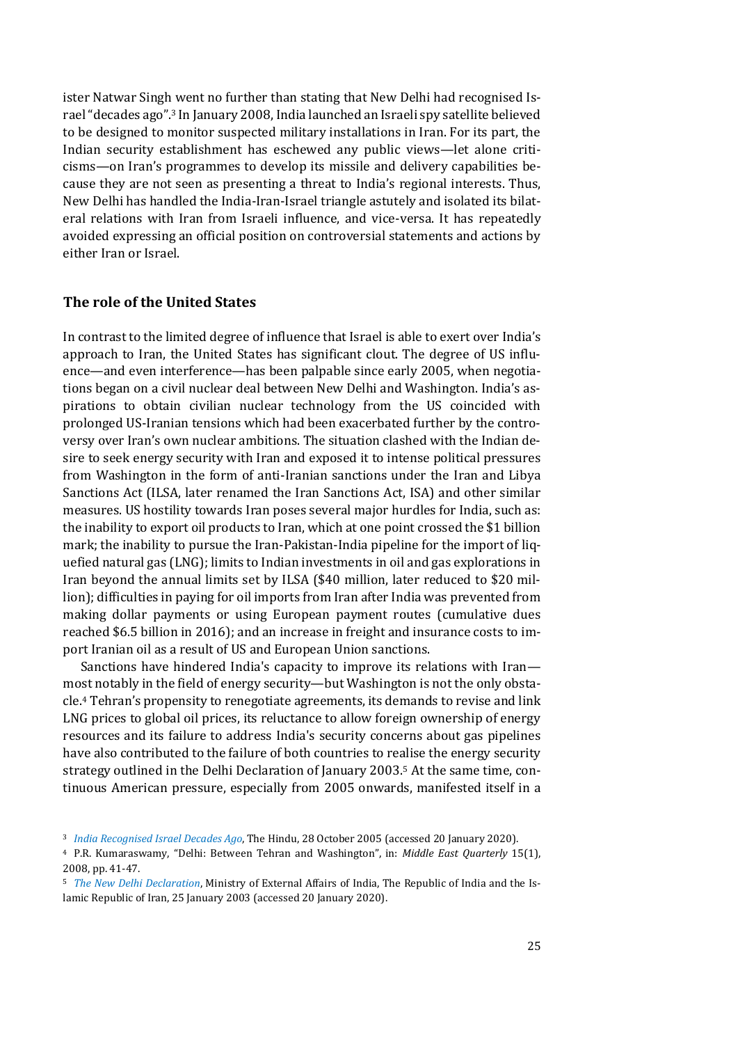ister Natwar Singh went no further than stating that New Delhi had recognised Israel "decades ago".[3] In January 2008, India launched an Israeli spy satellite believed to be designed to monitor suspected military installations in Iran. For its part, the Indian security establishment has eschewed any public views—let alone criticisms—on Iran's programmes to develop its missile and delivery capabilities because they are not seen as presenting a threat to India's regional interests. Thus, New Delhi has handled the India-Iran-Israel triangle astutely and isolated its bilateral relations with Iran from Israeli influence, and vice-versa. It has repeatedly avoided expressing an official position on controversial statements and actions by either Iran or Israel.

### The role of the United States

In contrast to the limited degree of influence that Israel is able to exert over India's approach to Iran, the United States has significant clout. The degree of US influence—and even interference—has been palpable since early 2005, when negotiations began on a civil nuclear deal between New Delhi and Washington. India's aspirations to obtain civilian nuclear technology from the US coincided with prolonged US-Iranian tensions which had been exacerbated further by the controversy over Iran's own nuclear ambitions. The situation clashed with the Indian desire to seek energy security with Iran and exposed it to intense political pressures from Washington in the form of anti-Iranian sanctions under the Iran and Libya Sanctions Act (ILSA, later renamed the Iran Sanctions Act, ISA) and other similar measures. US hostility towards Iran poses several major hurdles for India, such as: the inability to export oil products to Iran, which at one point crossed the $1 billion mark; the inability to pursue the Iran-Pakistan-India pipeline for the import of liquefied natural gas (LNG); limits to Indian investments in oil and gas explorations in Iran beyond the annual limits set by ILSA ($40 million, later reduced to $20 million); difficulties in paying for oil imports from Iran after India was prevented from making dollar payments or using European payment routes (cumulative dues reached $6.5 billion in 2016); and an increase in freight and insurance costs to import Iranian oil as a result of US and European Union sanctions.

Sanctions have hindered India's capacity to improve its relations with Iran—most notably in the field of energy security—but Washington is not the only obstacle.[4] Tehran's propensity to renegotiate agreements, its demands to revise and link LNG prices to global oil prices, its reluctance to allow foreign ownership of energy resources and its failure to address India's security concerns about gas pipelines have also contributed to the failure of both countries to realise the energy security strategy outlined in the Delhi Declaration of January 2003.[5] At the same time, continuous American pressure, especially from 2005 onwards, manifested itself in a

---

[3] *India Recognised Israel Decades Ago*, The Hindu, 28 October 2005 (accessed 20 January 2020).

[4] P.R. Kumaraswamy, "Delhi: Between Tehran and Washington", in: *Middle East Quarterly* 15(1), 2008, pp. 41-47.

[5] *The New Delhi Declaration*, Ministry of External Affairs of India, The Republic of India and the Islamic Republic of Iran, 25 January 2003 (accessed 20 January 2020).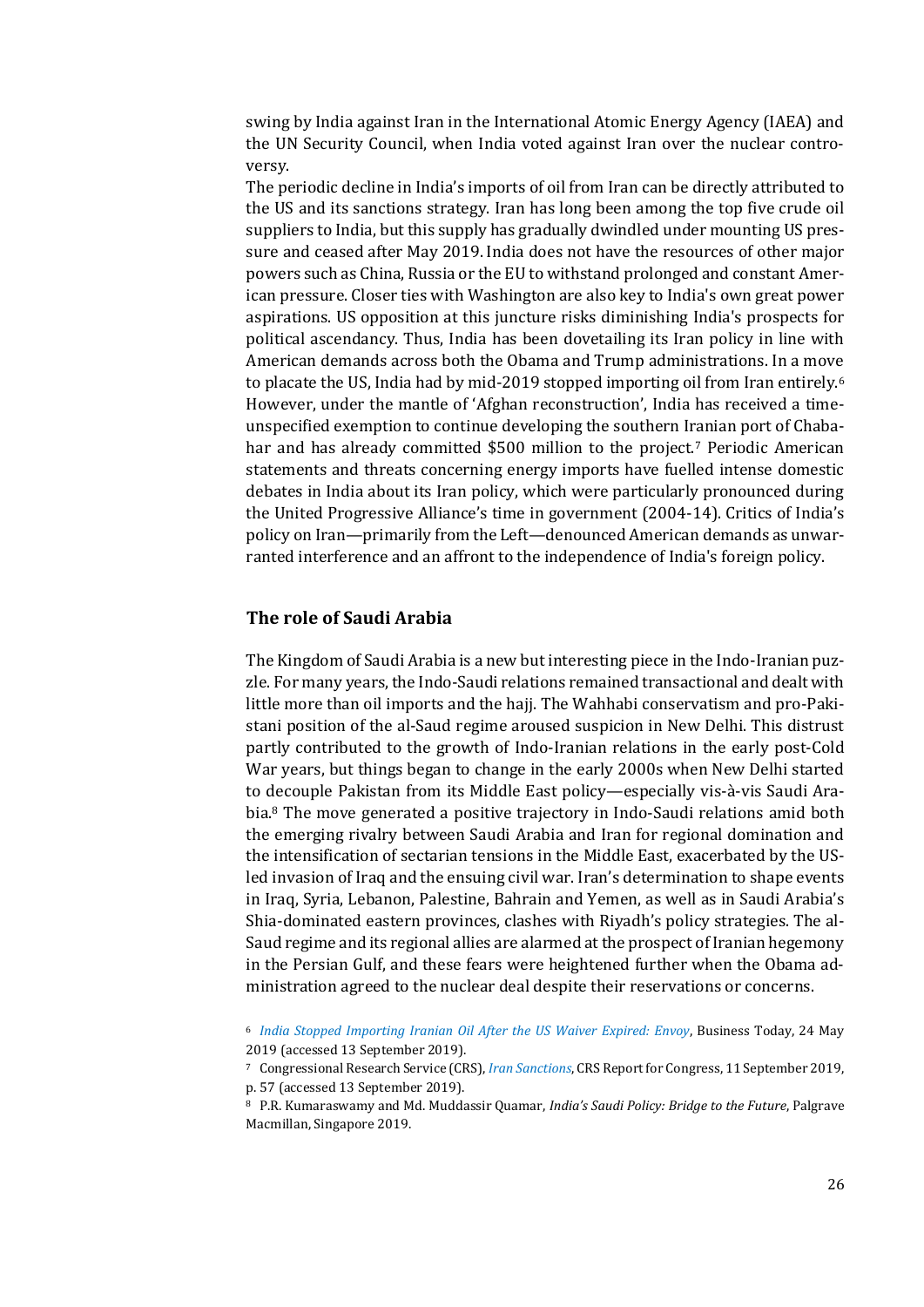swing by India against Iran in the International Atomic Energy Agency (IAEA) and the UN Security Council, when India voted against Iran over the nuclear controversy.

The periodic decline in India's imports of oil from Iran can be directly attributed to the US and its sanctions strategy. Iran has long been among the top five crude oil suppliers to India, but this supply has gradually dwindled under mounting US pressure and ceased after May 2019. India does not have the resources of other major powers such as China, Russia or the EU to withstand prolonged and constant American pressure. Closer ties with Washington are also key to India's own great power aspirations. US opposition at this juncture risks diminishing India's prospects for political ascendancy. Thus, India has been dovetailing its Iran policy in line with American demands across both the Obama and Trump administrations. In a move to placate the US, India had by mid-2019 stopped importing oil from Iran entirely.[6] However, under the mantle of 'Afghan reconstruction', India has received a time-unspecified exemption to continue developing the southern Iranian port of Chabahar and has already committed $500 million to the project.[7] Periodic American statements and threats concerning energy imports have fuelled intense domestic debates in India about its Iran policy, which were particularly pronounced during the United Progressive Alliance's time in government (2004-14). Critics of India's policy on Iran—primarily from the Left—denounced American demands as unwarranted interference and an affront to the independence of India's foreign policy.

## The role of Saudi Arabia

The Kingdom of Saudi Arabia is a new but interesting piece in the Indo-Iranian puzzle. For many years, the Indo-Saudi relations remained transactional and dealt with little more than oil imports and the hajj. The Wahhabi conservatism and pro-Pakistani position of the al-Saud regime aroused suspicion in New Delhi. This distrust partly contributed to the growth of Indo-Iranian relations in the early post-Cold War years, but things began to change in the early 2000s when New Delhi started to decouple Pakistan from its Middle East policy—especially vis-à-vis Saudi Arabia.[8] The move generated a positive trajectory in Indo-Saudi relations amid both the emerging rivalry between Saudi Arabia and Iran for regional domination and the intensification of sectarian tensions in the Middle East, exacerbated by the US-led invasion of Iraq and the ensuing civil war. Iran's determination to shape events in Iraq, Syria, Lebanon, Palestine, Bahrain and Yemen, as well as in Saudi Arabia's Shia-dominated eastern provinces, clashes with Riyadh's policy strategies. The al-Saud regime and its regional allies are alarmed at the prospect of Iranian hegemony in the Persian Gulf, and these fears were heightened further when the Obama administration agreed to the nuclear deal despite their reservations or concerns.

[6] *India Stopped Importing Iranian Oil After the US Waiver Expired: Envoy*, Business Today, 24 May 2019 (accessed 13 September 2019).

[7] Congressional Research Service (CRS), *Iran Sanctions*, CRS Report for Congress, 11 September 2019, p. 57 (accessed 13 September 2019).

[8] P.R. Kumaraswamy and Md. Muddassir Quamar, *India's Saudi Policy: Bridge to the Future*, Palgrave Macmillan, Singapore 2019.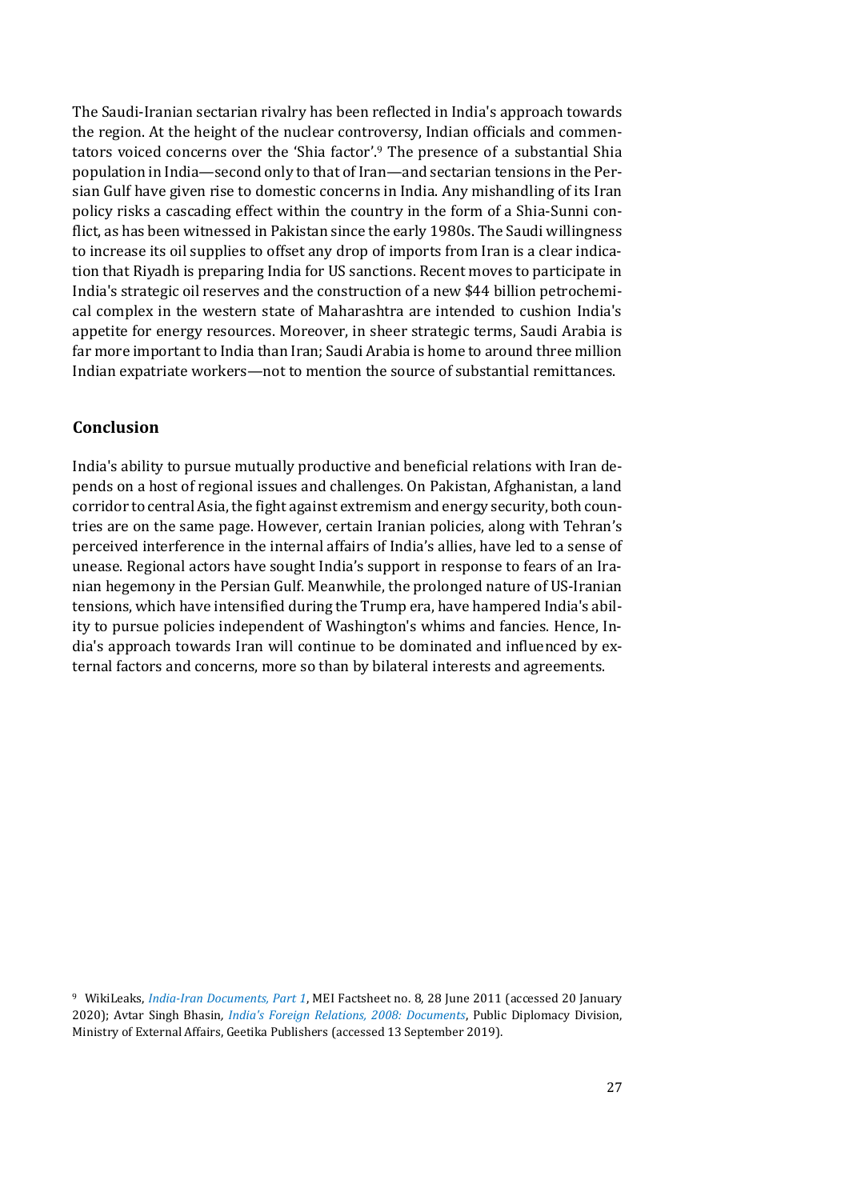The Saudi-Iranian sectarian rivalry has been reflected in India's approach towards the region. At the height of the nuclear controversy, Indian officials and commentators voiced concerns over the 'Shia factor'.[9] The presence of a substantial Shia population in India—second only to that of Iran—and sectarian tensions in the Persian Gulf have given rise to domestic concerns in India. Any mishandling of its Iran policy risks a cascading effect within the country in the form of a Shia-Sunni conflict, as has been witnessed in Pakistan since the early 1980s. The Saudi willingness to increase its oil supplies to offset any drop of imports from Iran is a clear indication that Riyadh is preparing India for US sanctions. Recent moves to participate in India's strategic oil reserves and the construction of a new $44 billion petrochemical complex in the western state of Maharashtra are intended to cushion India's appetite for energy resources. Moreover, in sheer strategic terms, Saudi Arabia is far more important to India than Iran; Saudi Arabia is home to around three million Indian expatriate workers—not to mention the source of substantial remittances.

## Conclusion

India's ability to pursue mutually productive and beneficial relations with Iran depends on a host of regional issues and challenges. On Pakistan, Afghanistan, a land corridor to central Asia, the fight against extremism and energy security, both countries are on the same page. However, certain Iranian policies, along with Tehran's perceived interference in the internal affairs of India's allies, have led to a sense of unease. Regional actors have sought India's support in response to fears of an Iranian hegemony in the Persian Gulf. Meanwhile, the prolonged nature of US-Iranian tensions, which have intensified during the Trump era, have hampered India's ability to pursue policies independent of Washington's whims and fancies. Hence, India's approach towards Iran will continue to be dominated and influenced by external factors and concerns, more so than by bilateral interests and agreements.

[9] WikiLeaks, *India-Iran Documents, Part 1*, MEI Factsheet no. 8, 28 June 2011 (accessed 20 January 2020); Avtar Singh Bhasin, *India's Foreign Relations, 2008: Documents*, Public Diplomacy Division, Ministry of External Affairs, Geetika Publishers (accessed 13 September 2019).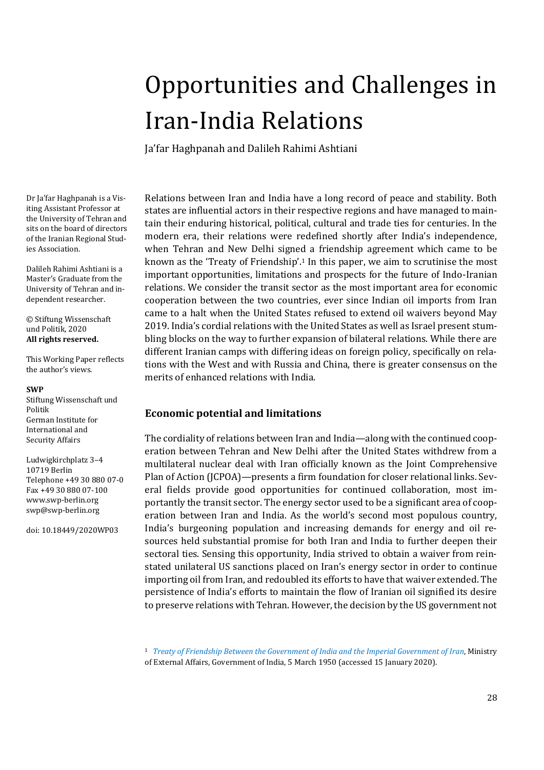# Opportunities and Challenges in Iran-India Relations

Ja'far Haghpanah and Dalileh Rahimi Ashtiani

Dr Ja'far Haghpanah is a Visiting Assistant Professor at the University of Tehran and sits on the board of directors of the Iranian Regional Studies Association.

Dalileh Rahimi Ashtiani is a Master's Graduate from the University of Tehran and independent researcher.

© Stiftung Wissenschaft und Politik, 2020
**All rights reserved.**

This Working Paper reflects the author's views.

**SWP**
Stiftung Wissenschaft und Politik
German Institute for International and Security Affairs

Ludwigkirchplatz 3–4
10719 Berlin
Telephone +49 30 880 07-0
Fax +49 30 880 07-100
www.swp-berlin.org
swp@swp-berlin.org

doi: 10.18449/2020WP03

Relations between Iran and India have a long record of peace and stability. Both states are influential actors in their respective regions and have managed to maintain their enduring historical, political, cultural and trade ties for centuries. In the modern era, their relations were redefined shortly after India's independence, when Tehran and New Delhi signed a friendship agreement which came to be known as the 'Treaty of Friendship'.[1] In this paper, we aim to scrutinise the most important opportunities, limitations and prospects for the future of Indo-Iranian relations. We consider the transit sector as the most important area for economic cooperation between the two countries, ever since Indian oil imports from Iran came to a halt when the United States refused to extend oil waivers beyond May 2019. India's cordial relations with the United States as well as Israel present stumbling blocks on the way to further expansion of bilateral relations. While there are different Iranian camps with differing ideas on foreign policy, specifically on relations with the West and with Russia and China, there is greater consensus on the merits of enhanced relations with India.

## Economic potential and limitations

The cordiality of relations between Iran and India—along with the continued cooperation between Tehran and New Delhi after the United States withdrew from a multilateral nuclear deal with Iran officially known as the Joint Comprehensive Plan of Action (JCPOA)—presents a firm foundation for closer relational links. Several fields provide good opportunities for continued collaboration, most importantly the transit sector. The energy sector used to be a significant area of cooperation between Iran and India. As the world's second most populous country, India's burgeoning population and increasing demands for energy and oil resources held substantial promise for both Iran and India to further deepen their sectoral ties. Sensing this opportunity, India strived to obtain a waiver from reinstated unilateral US sanctions placed on Iran's energy sector in order to continue importing oil from Iran, and redoubled its efforts to have that waiver extended. The persistence of India's efforts to maintain the flow of Iranian oil signified its desire to preserve relations with Tehran. However, the decision by the US government not

[1] *Treaty of Friendship Between the Government of India and the Imperial Government of Iran*, Ministry of External Affairs, Government of India, 5 March 1950 (accessed 15 January 2020).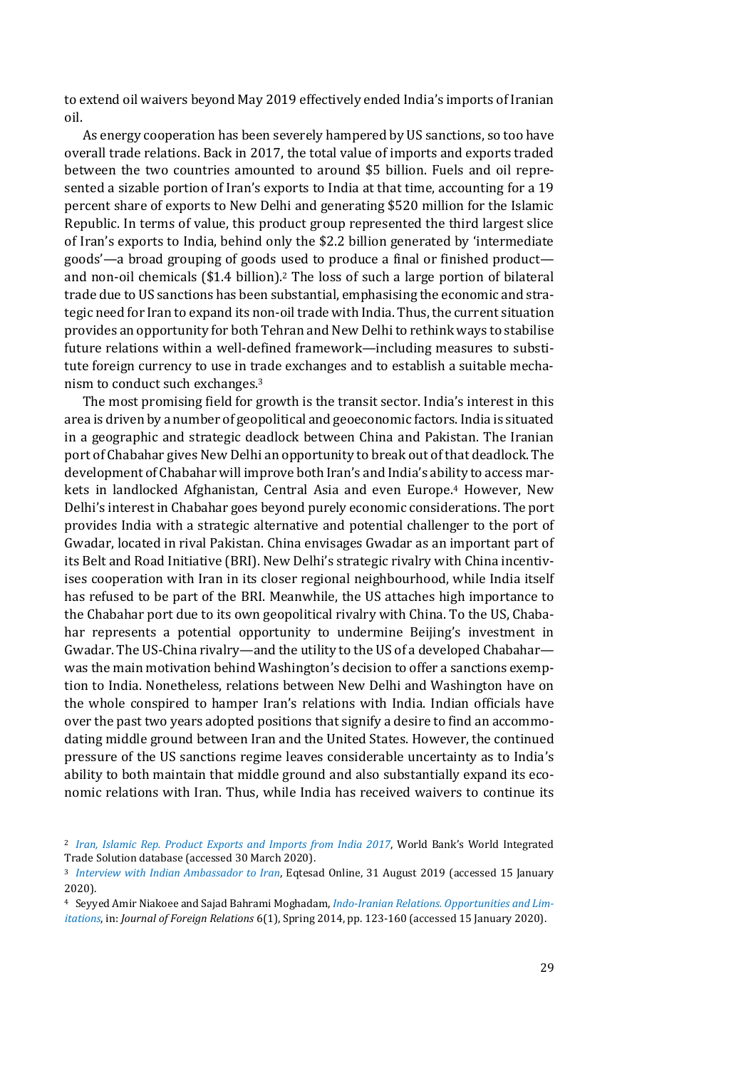to extend oil waivers beyond May 2019 effectively ended India's imports of Iranian oil.

As energy cooperation has been severely hampered by US sanctions, so too have overall trade relations. Back in 2017, the total value of imports and exports traded between the two countries amounted to around $5 billion. Fuels and oil represented a sizable portion of Iran's exports to India at that time, accounting for a 19 percent share of exports to New Delhi and generating $520 million for the Islamic Republic. In terms of value, this product group represented the third largest slice of Iran's exports to India, behind only the $2.2 billion generated by 'intermediate goods'—a broad grouping of goods used to produce a final or finished product—and non-oil chemicals ($1.4 billion).[2] The loss of such a large portion of bilateral trade due to US sanctions has been substantial, emphasising the economic and strategic need for Iran to expand its non-oil trade with India. Thus, the current situation provides an opportunity for both Tehran and New Delhi to rethink ways to stabilise future relations within a well-defined framework—including measures to substitute foreign currency to use in trade exchanges and to establish a suitable mechanism to conduct such exchanges.[3]

The most promising field for growth is the transit sector. India's interest in this area is driven by a number of geopolitical and geoeconomic factors. India is situated in a geographic and strategic deadlock between China and Pakistan. The Iranian port of Chabahar gives New Delhi an opportunity to break out of that deadlock. The development of Chabahar will improve both Iran's and India's ability to access markets in landlocked Afghanistan, Central Asia and even Europe.[4] However, New Delhi's interest in Chabahar goes beyond purely economic considerations. The port provides India with a strategic alternative and potential challenger to the port of Gwadar, located in rival Pakistan. China envisages Gwadar as an important part of its Belt and Road Initiative (BRI). New Delhi's strategic rivalry with China incentivises cooperation with Iran in its closer regional neighbourhood, while India itself has refused to be part of the BRI. Meanwhile, the US attaches high importance to the Chabahar port due to its own geopolitical rivalry with China. To the US, Chabahar represents a potential opportunity to undermine Beijing's investment in Gwadar. The US-China rivalry—and the utility to the US of a developed Chabahar—was the main motivation behind Washington's decision to offer a sanctions exemption to India. Nonetheless, relations between New Delhi and Washington have on the whole conspired to hamper Iran's relations with India. Indian officials have over the past two years adopted positions that signify a desire to find an accommodating middle ground between Iran and the United States. However, the continued pressure of the US sanctions regime leaves considerable uncertainty as to India's ability to both maintain that middle ground and also substantially expand its economic relations with Iran. Thus, while India has received waivers to continue its

---

[2] *Iran, Islamic Rep. Product Exports and Imports from India 2017*, World Bank's World Integrated Trade Solution database (accessed 30 March 2020).

[3] *Interview with Indian Ambassador to Iran*, Eqtesad Online, 31 August 2019 (accessed 15 January 2020).

[4] Seyyed Amir Niakoee and Sajad Bahrami Moghadam, *Indo-Iranian Relations. Opportunities and Limitations*, in: *Journal of Foreign Relations* 6(1), Spring 2014, pp. 123-160 (accessed 15 January 2020).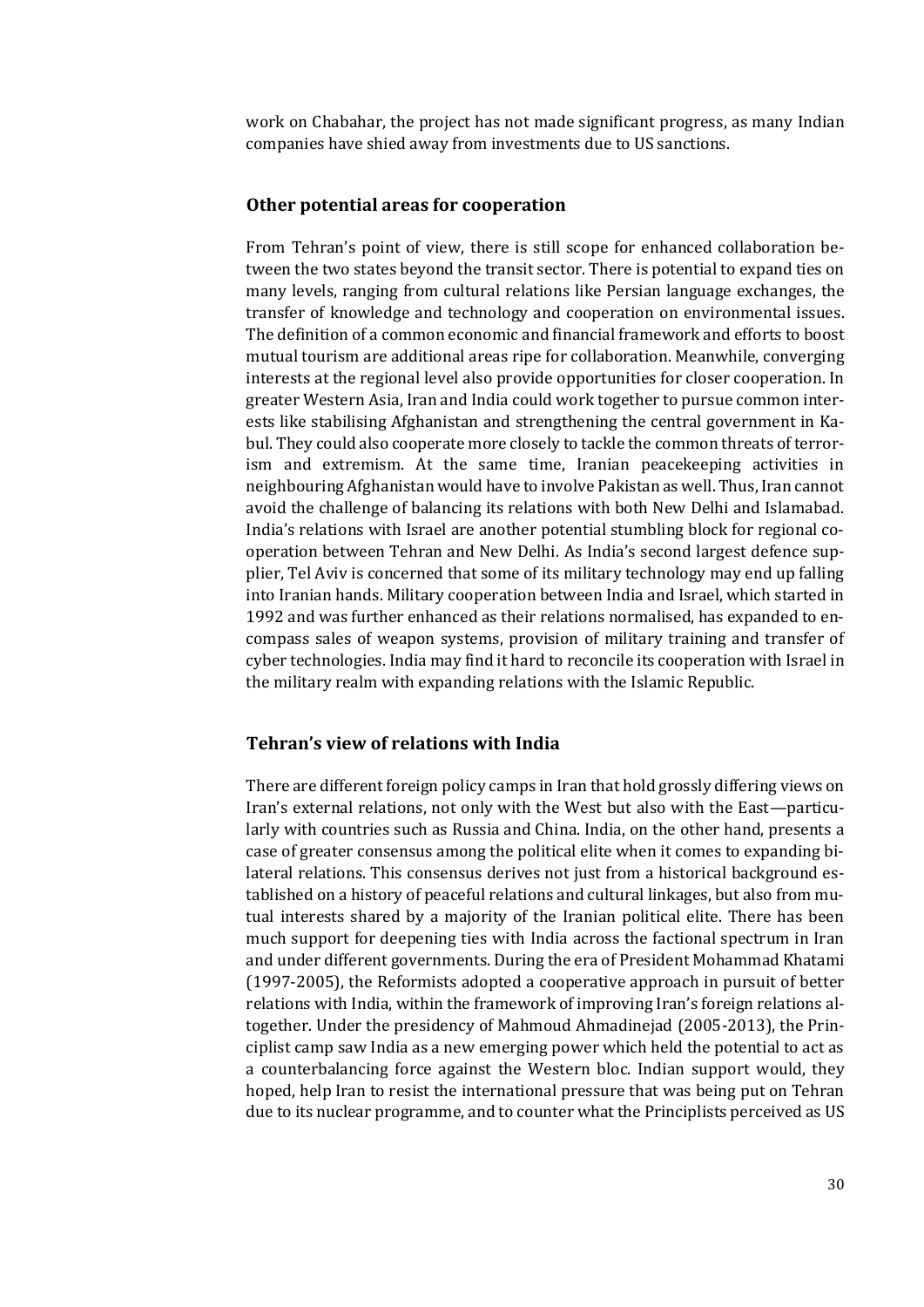work on Chabahar, the project has not made significant progress, as many Indian companies have shied away from investments due to US sanctions.

## Other potential areas for cooperation

From Tehran's point of view, there is still scope for enhanced collaboration between the two states beyond the transit sector. There is potential to expand ties on many levels, ranging from cultural relations like Persian language exchanges, the transfer of knowledge and technology and cooperation on environmental issues. The definition of a common economic and financial framework and efforts to boost mutual tourism are additional areas ripe for collaboration. Meanwhile, converging interests at the regional level also provide opportunities for closer cooperation. In greater Western Asia, Iran and India could work together to pursue common interests like stabilising Afghanistan and strengthening the central government in Kabul. They could also cooperate more closely to tackle the common threats of terrorism and extremism. At the same time, Iranian peacekeeping activities in neighbouring Afghanistan would have to involve Pakistan as well. Thus, Iran cannot avoid the challenge of balancing its relations with both New Delhi and Islamabad. India's relations with Israel are another potential stumbling block for regional cooperation between Tehran and New Delhi. As India's second largest defence supplier, Tel Aviv is concerned that some of its military technology may end up falling into Iranian hands. Military cooperation between India and Israel, which started in 1992 and was further enhanced as their relations normalised, has expanded to encompass sales of weapon systems, provision of military training and transfer of cyber technologies. India may find it hard to reconcile its cooperation with Israel in the military realm with expanding relations with the Islamic Republic.

## Tehran's view of relations with India

There are different foreign policy camps in Iran that hold grossly differing views on Iran's external relations, not only with the West but also with the East—particularly with countries such as Russia and China. India, on the other hand, presents a case of greater consensus among the political elite when it comes to expanding bilateral relations. This consensus derives not just from a historical background established on a history of peaceful relations and cultural linkages, but also from mutual interests shared by a majority of the Iranian political elite. There has been much support for deepening ties with India across the factional spectrum in Iran and under different governments. During the era of President Mohammad Khatami (1997-2005), the Reformists adopted a cooperative approach in pursuit of better relations with India, within the framework of improving Iran's foreign relations altogether. Under the presidency of Mahmoud Ahmadinejad (2005-2013), the Principlist camp saw India as a new emerging power which held the potential to act as a counterbalancing force against the Western bloc. Indian support would, they hoped, help Iran to resist the international pressure that was being put on Tehran due to its nuclear programme, and to counter what the Principlists perceived as US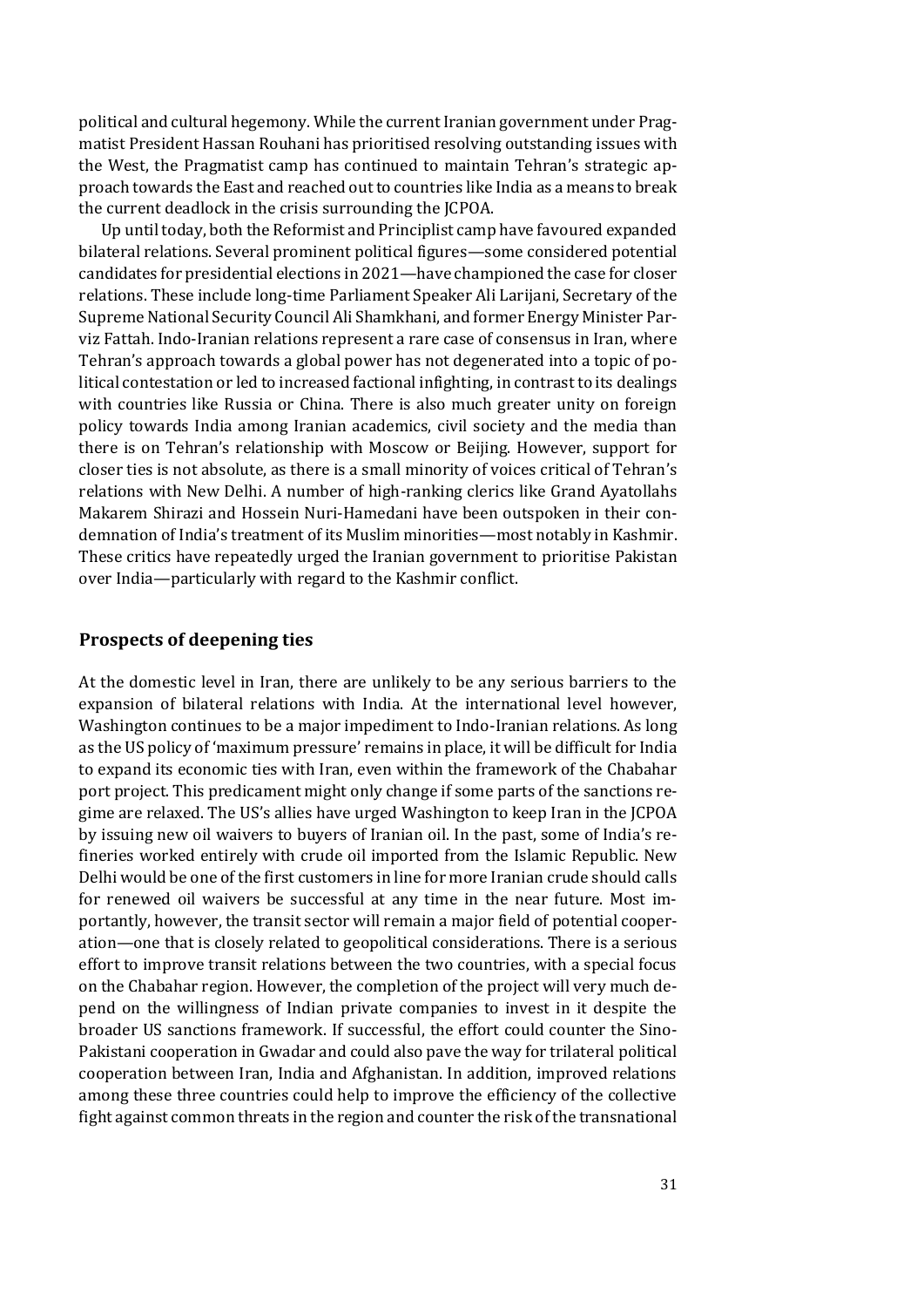political and cultural hegemony. While the current Iranian government under Pragmatist President Hassan Rouhani has prioritised resolving outstanding issues with the West, the Pragmatist camp has continued to maintain Tehran's strategic approach towards the East and reached out to countries like India as a means to break the current deadlock in the crisis surrounding the JCPOA.

Up until today, both the Reformist and Principlist camp have favoured expanded bilateral relations. Several prominent political figures—some considered potential candidates for presidential elections in 2021—have championed the case for closer relations. These include long-time Parliament Speaker Ali Larijani, Secretary of the Supreme National Security Council Ali Shamkhani, and former Energy Minister Parviz Fattah. Indo-Iranian relations represent a rare case of consensus in Iran, where Tehran's approach towards a global power has not degenerated into a topic of political contestation or led to increased factional infighting, in contrast to its dealings with countries like Russia or China. There is also much greater unity on foreign policy towards India among Iranian academics, civil society and the media than there is on Tehran's relationship with Moscow or Beijing. However, support for closer ties is not absolute, as there is a small minority of voices critical of Tehran's relations with New Delhi. A number of high-ranking clerics like Grand Ayatollahs Makarem Shirazi and Hossein Nuri-Hamedani have been outspoken in their condemnation of India's treatment of its Muslim minorities—most notably in Kashmir. These critics have repeatedly urged the Iranian government to prioritise Pakistan over India—particularly with regard to the Kashmir conflict.

## Prospects of deepening ties

At the domestic level in Iran, there are unlikely to be any serious barriers to the expansion of bilateral relations with India. At the international level however, Washington continues to be a major impediment to Indo-Iranian relations. As long as the US policy of 'maximum pressure' remains in place, it will be difficult for India to expand its economic ties with Iran, even within the framework of the Chabahar port project. This predicament might only change if some parts of the sanctions regime are relaxed. The US's allies have urged Washington to keep Iran in the JCPOA by issuing new oil waivers to buyers of Iranian oil. In the past, some of India's refineries worked entirely with crude oil imported from the Islamic Republic. New Delhi would be one of the first customers in line for more Iranian crude should calls for renewed oil waivers be successful at any time in the near future. Most importantly, however, the transit sector will remain a major field of potential cooperation—one that is closely related to geopolitical considerations. There is a serious effort to improve transit relations between the two countries, with a special focus on the Chabahar region. However, the completion of the project will very much depend on the willingness of Indian private companies to invest in it despite the broader US sanctions framework. If successful, the effort could counter the Sino-Pakistani cooperation in Gwadar and could also pave the way for trilateral political cooperation between Iran, India and Afghanistan. In addition, improved relations among these three countries could help to improve the efficiency of the collective fight against common threats in the region and counter the risk of the transnational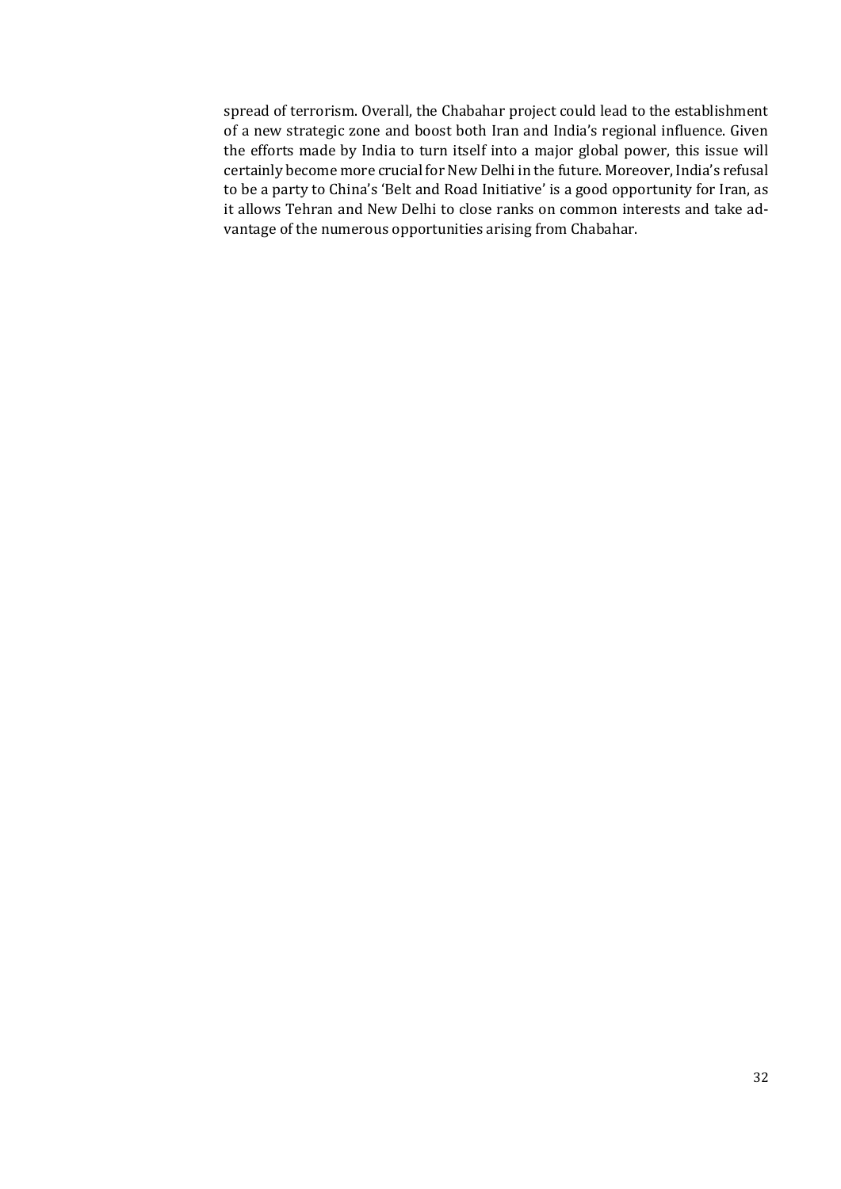spread of terrorism. Overall, the Chabahar project could lead to the establishment of a new strategic zone and boost both Iran and India's regional influence. Given the efforts made by India to turn itself into a major global power, this issue will certainly become more crucial for New Delhi in the future. Moreover, India's refusal to be a party to China's 'Belt and Road Initiative' is a good opportunity for Iran, as it allows Tehran and New Delhi to close ranks on common interests and take advantage of the numerous opportunities arising from Chabahar.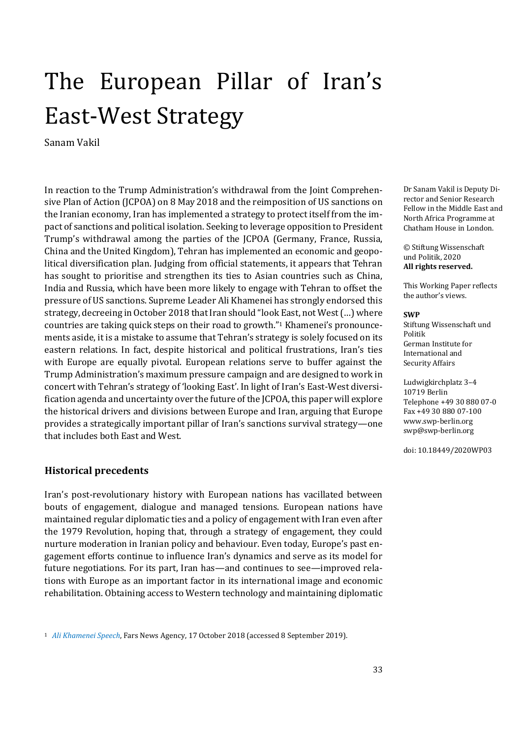# The European Pillar of Iran's East-West Strategy

Sanam Vakil

Dr Sanam Vakil is Deputy Director and Senior Research Fellow in the Middle East and North Africa Programme at Chatham House in London.

© Stiftung Wissenschaft und Politik, 2020
**All rights reserved.**

This Working Paper reflects the author's views.

**SWP**
Stiftung Wissenschaft und Politik
German Institute for International and Security Affairs

Ludwigkirchplatz 3–4
10719 Berlin
Telephone +49 30 880 07-0
Fax +49 30 880 07-100
www.swp-berlin.org
swp@swp-berlin.org

doi: 10.18449/2020WP03

In reaction to the Trump Administration's withdrawal from the Joint Comprehensive Plan of Action (JCPOA) on 8 May 2018 and the reimposition of US sanctions on the Iranian economy, Iran has implemented a strategy to protect itself from the impact of sanctions and political isolation. Seeking to leverage opposition to President Trump's withdrawal among the parties of the JCPOA (Germany, France, Russia, China and the United Kingdom), Tehran has implemented an economic and geopolitical diversification plan. Judging from official statements, it appears that Tehran has sought to prioritise and strengthen its ties to Asian countries such as China, India and Russia, which have been more likely to engage with Tehran to offset the pressure of US sanctions. Supreme Leader Ali Khamenei has strongly endorsed this strategy, decreeing in October 2018 that Iran should "look East, not West (…) where countries are taking quick steps on their road to growth."[1] Khamenei's pronouncements aside, it is a mistake to assume that Tehran's strategy is solely focused on its eastern relations. In fact, despite historical and political frustrations, Iran's ties with Europe are equally pivotal. European relations serve to buffer against the Trump Administration's maximum pressure campaign and are designed to work in concert with Tehran's strategy of 'looking East'. In light of Iran's East-West diversification agenda and uncertainty over the future of the JCPOA, this paper will explore the historical drivers and divisions between Europe and Iran, arguing that Europe provides a strategically important pillar of Iran's sanctions survival strategy—one that includes both East and West.

## Historical precedents

Iran's post-revolutionary history with European nations has vacillated between bouts of engagement, dialogue and managed tensions. European nations have maintained regular diplomatic ties and a policy of engagement with Iran even after the 1979 Revolution, hoping that, through a strategy of engagement, they could nurture moderation in Iranian policy and behaviour. Even today, Europe's past engagement efforts continue to influence Iran's dynamics and serve as its model for future negotiations. For its part, Iran has—and continues to see—improved relations with Europe as an important factor in its international image and economic rehabilitation. Obtaining access to Western technology and maintaining diplomatic

[1] *Ali Khamenei Speech*, Fars News Agency, 17 October 2018 (accessed 8 September 2019).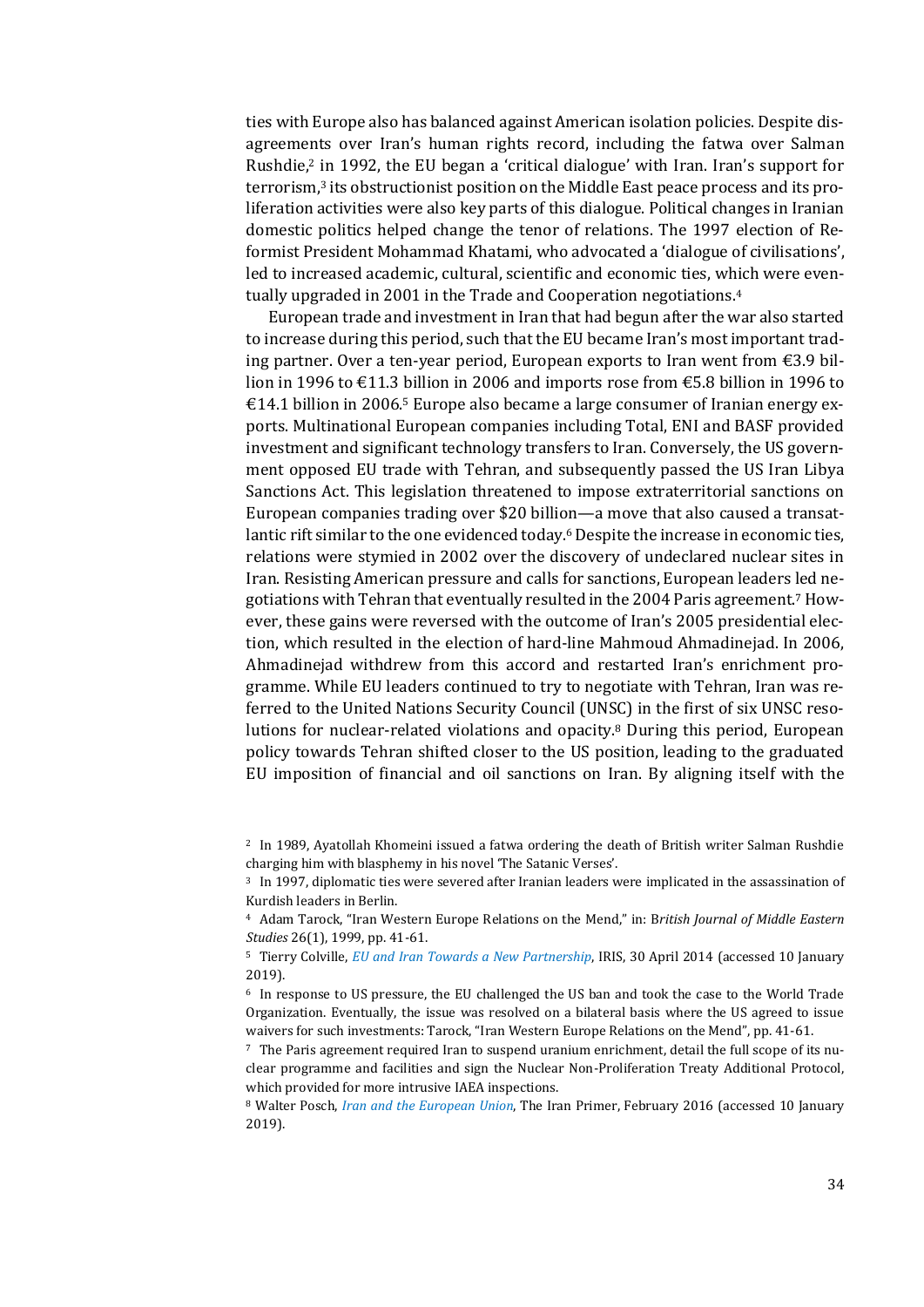ties with Europe also has balanced against American isolation policies. Despite disagreements over Iran's human rights record, including the fatwa over Salman Rushdie,[2] in 1992, the EU began a 'critical dialogue' with Iran. Iran's support for terrorism,[3] its obstructionist position on the Middle East peace process and its proliferation activities were also key parts of this dialogue. Political changes in Iranian domestic politics helped change the tenor of relations. The 1997 election of Reformist President Mohammad Khatami, who advocated a 'dialogue of civilisations', led to increased academic, cultural, scientific and economic ties, which were eventually upgraded in 2001 in the Trade and Cooperation negotiations.[4]

European trade and investment in Iran that had begun after the war also started to increase during this period, such that the EU became Iran's most important trading partner. Over a ten-year period, European exports to Iran went from €3.9 billion in 1996 to €11.3 billion in 2006 and imports rose from €5.8 billion in 1996 to €14.1 billion in 2006.[5] Europe also became a large consumer of Iranian energy exports. Multinational European companies including Total, ENI and BASF provided investment and significant technology transfers to Iran. Conversely, the US government opposed EU trade with Tehran, and subsequently passed the US Iran Libya Sanctions Act. This legislation threatened to impose extraterritorial sanctions on European companies trading over $20 billion—a move that also caused a transatlantic rift similar to the one evidenced today.[6] Despite the increase in economic ties, relations were stymied in 2002 over the discovery of undeclared nuclear sites in Iran. Resisting American pressure and calls for sanctions, European leaders led negotiations with Tehran that eventually resulted in the 2004 Paris agreement.[7] However, these gains were reversed with the outcome of Iran's 2005 presidential election, which resulted in the election of hard-line Mahmoud Ahmadinejad. In 2006, Ahmadinejad withdrew from this accord and restarted Iran's enrichment programme. While EU leaders continued to try to negotiate with Tehran, Iran was referred to the United Nations Security Council (UNSC) in the first of six UNSC resolutions for nuclear-related violations and opacity.[8] During this period, European policy towards Tehran shifted closer to the US position, leading to the graduated EU imposition of financial and oil sanctions on Iran. By aligning itself with the

[2] In 1989, Ayatollah Khomeini issued a fatwa ordering the death of British writer Salman Rushdie charging him with blasphemy in his novel 'The Satanic Verses'.

[3] In 1997, diplomatic ties were severed after Iranian leaders were implicated in the assassination of Kurdish leaders in Berlin.

[4] Adam Tarock, "Iran Western Europe Relations on the Mend," in: *British Journal of Middle Eastern Studies* 26(1), 1999, pp. 41-61.

[5] Tierry Colville, *EU and Iran Towards a New Partnership*, IRIS, 30 April 2014 (accessed 10 January 2019).

[6] In response to US pressure, the EU challenged the US ban and took the case to the World Trade Organization. Eventually, the issue was resolved on a bilateral basis where the US agreed to issue waivers for such investments: Tarock, "Iran Western Europe Relations on the Mend", pp. 41-61.

[7] The Paris agreement required Iran to suspend uranium enrichment, detail the full scope of its nuclear programme and facilities and sign the Nuclear Non-Proliferation Treaty Additional Protocol, which provided for more intrusive IAEA inspections.

[8] Walter Posch, *Iran and the European Union*, The Iran Primer, February 2016 (accessed 10 January 2019).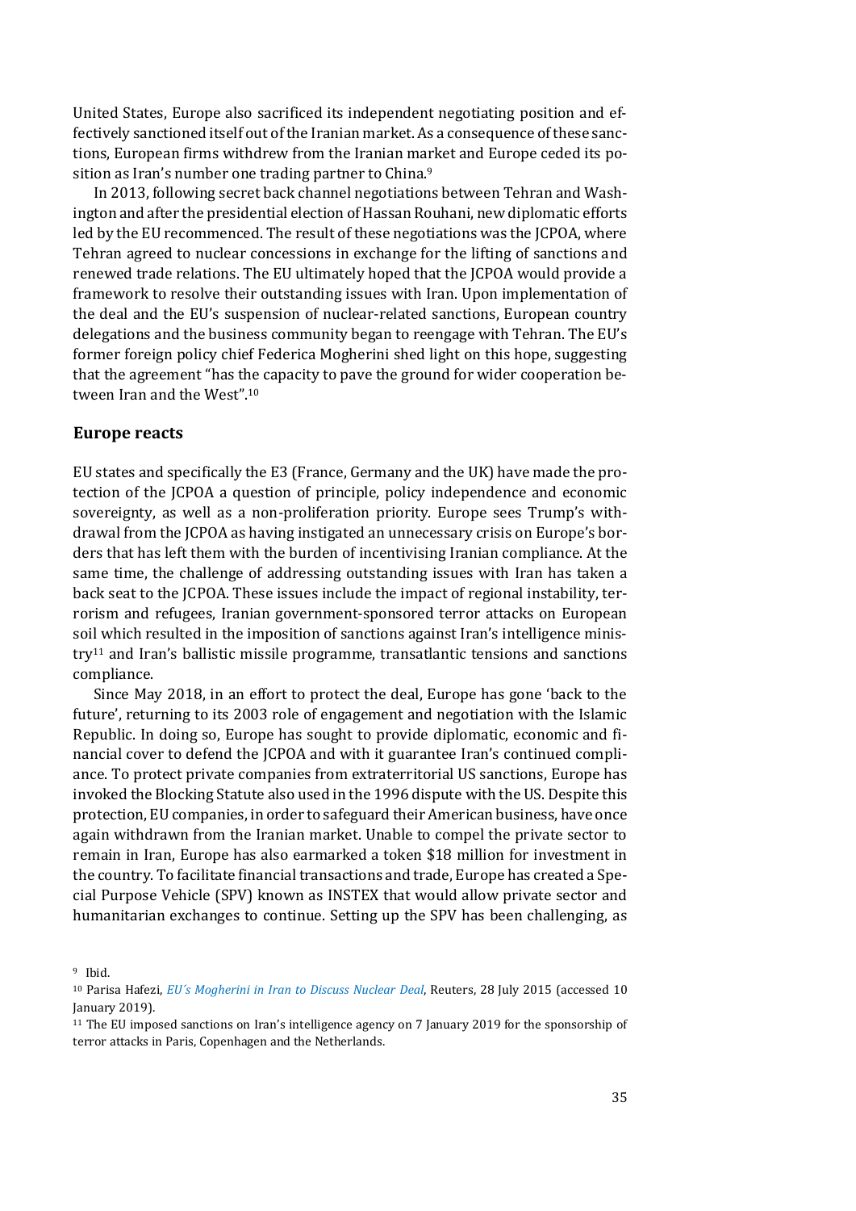United States, Europe also sacrificed its independent negotiating position and effectively sanctioned itself out of the Iranian market. As a consequence of these sanctions, European firms withdrew from the Iranian market and Europe ceded its position as Iran's number one trading partner to China.[9]

In 2013, following secret back channel negotiations between Tehran and Washington and after the presidential election of Hassan Rouhani, new diplomatic efforts led by the EU recommenced. The result of these negotiations was the JCPOA, where Tehran agreed to nuclear concessions in exchange for the lifting of sanctions and renewed trade relations. The EU ultimately hoped that the JCPOA would provide a framework to resolve their outstanding issues with Iran. Upon implementation of the deal and the EU's suspension of nuclear-related sanctions, European country delegations and the business community began to reengage with Tehran. The EU's former foreign policy chief Federica Mogherini shed light on this hope, suggesting that the agreement "has the capacity to pave the ground for wider cooperation between Iran and the West".[10]

## Europe reacts

EU states and specifically the E3 (France, Germany and the UK) have made the protection of the JCPOA a question of principle, policy independence and economic sovereignty, as well as a non-proliferation priority. Europe sees Trump's withdrawal from the JCPOA as having instigated an unnecessary crisis on Europe's borders that has left them with the burden of incentivising Iranian compliance. At the same time, the challenge of addressing outstanding issues with Iran has taken a back seat to the JCPOA. These issues include the impact of regional instability, terrorism and refugees, Iranian government-sponsored terror attacks on European soil which resulted in the imposition of sanctions against Iran's intelligence ministry[11] and Iran's ballistic missile programme, transatlantic tensions and sanctions compliance.

Since May 2018, in an effort to protect the deal, Europe has gone 'back to the future', returning to its 2003 role of engagement and negotiation with the Islamic Republic. In doing so, Europe has sought to provide diplomatic, economic and financial cover to defend the JCPOA and with it guarantee Iran's continued compliance. To protect private companies from extraterritorial US sanctions, Europe has invoked the Blocking Statute also used in the 1996 dispute with the US. Despite this protection, EU companies, in order to safeguard their American business, have once again withdrawn from the Iranian market. Unable to compel the private sector to remain in Iran, Europe has also earmarked a token $18 million for investment in the country. To facilitate financial transactions and trade, Europe has created a Special Purpose Vehicle (SPV) known as INSTEX that would allow private sector and humanitarian exchanges to continue. Setting up the SPV has been challenging, as

[9] Ibid.

[10] Parisa Hafezi, *EU's Mogherini in Iran to Discuss Nuclear Deal*, Reuters, 28 July 2015 (accessed 10 January 2019).

[11] The EU imposed sanctions on Iran's intelligence agency on 7 January 2019 for the sponsorship of terror attacks in Paris, Copenhagen and the Netherlands.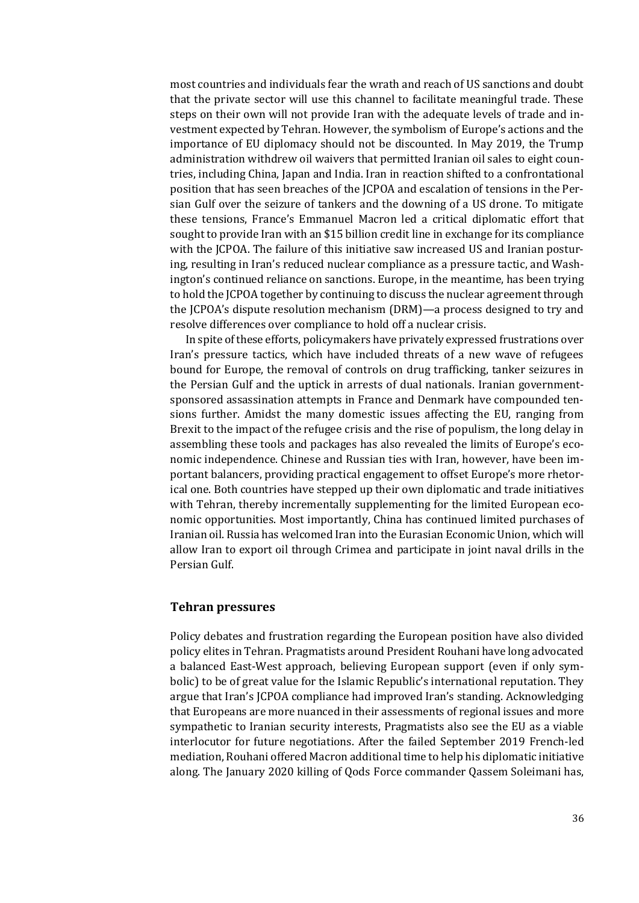most countries and individuals fear the wrath and reach of US sanctions and doubt that the private sector will use this channel to facilitate meaningful trade. These steps on their own will not provide Iran with the adequate levels of trade and investment expected by Tehran. However, the symbolism of Europe's actions and the importance of EU diplomacy should not be discounted. In May 2019, the Trump administration withdrew oil waivers that permitted Iranian oil sales to eight countries, including China, Japan and India. Iran in reaction shifted to a confrontational position that has seen breaches of the JCPOA and escalation of tensions in the Persian Gulf over the seizure of tankers and the downing of a US drone. To mitigate these tensions, France's Emmanuel Macron led a critical diplomatic effort that sought to provide Iran with an $15 billion credit line in exchange for its compliance with the JCPOA. The failure of this initiative saw increased US and Iranian posturing, resulting in Iran's reduced nuclear compliance as a pressure tactic, and Washington's continued reliance on sanctions. Europe, in the meantime, has been trying to hold the JCPOA together by continuing to discuss the nuclear agreement through the JCPOA's dispute resolution mechanism (DRM)—a process designed to try and resolve differences over compliance to hold off a nuclear crisis.

In spite of these efforts, policymakers have privately expressed frustrations over Iran's pressure tactics, which have included threats of a new wave of refugees bound for Europe, the removal of controls on drug trafficking, tanker seizures in the Persian Gulf and the uptick in arrests of dual nationals. Iranian government-sponsored assassination attempts in France and Denmark have compounded tensions further. Amidst the many domestic issues affecting the EU, ranging from Brexit to the impact of the refugee crisis and the rise of populism, the long delay in assembling these tools and packages has also revealed the limits of Europe's economic independence. Chinese and Russian ties with Iran, however, have been important balancers, providing practical engagement to offset Europe's more rhetorical one. Both countries have stepped up their own diplomatic and trade initiatives with Tehran, thereby incrementally supplementing for the limited European economic opportunities. Most importantly, China has continued limited purchases of Iranian oil. Russia has welcomed Iran into the Eurasian Economic Union, which will allow Iran to export oil through Crimea and participate in joint naval drills in the Persian Gulf.

## Tehran pressures

Policy debates and frustration regarding the European position have also divided policy elites in Tehran. Pragmatists around President Rouhani have long advocated a balanced East-West approach, believing European support (even if only symbolic) to be of great value for the Islamic Republic's international reputation. They argue that Iran's JCPOA compliance had improved Iran's standing. Acknowledging that Europeans are more nuanced in their assessments of regional issues and more sympathetic to Iranian security interests, Pragmatists also see the EU as a viable interlocutor for future negotiations. After the failed September 2019 French-led mediation, Rouhani offered Macron additional time to help his diplomatic initiative along. The January 2020 killing of Qods Force commander Qassem Soleimani has,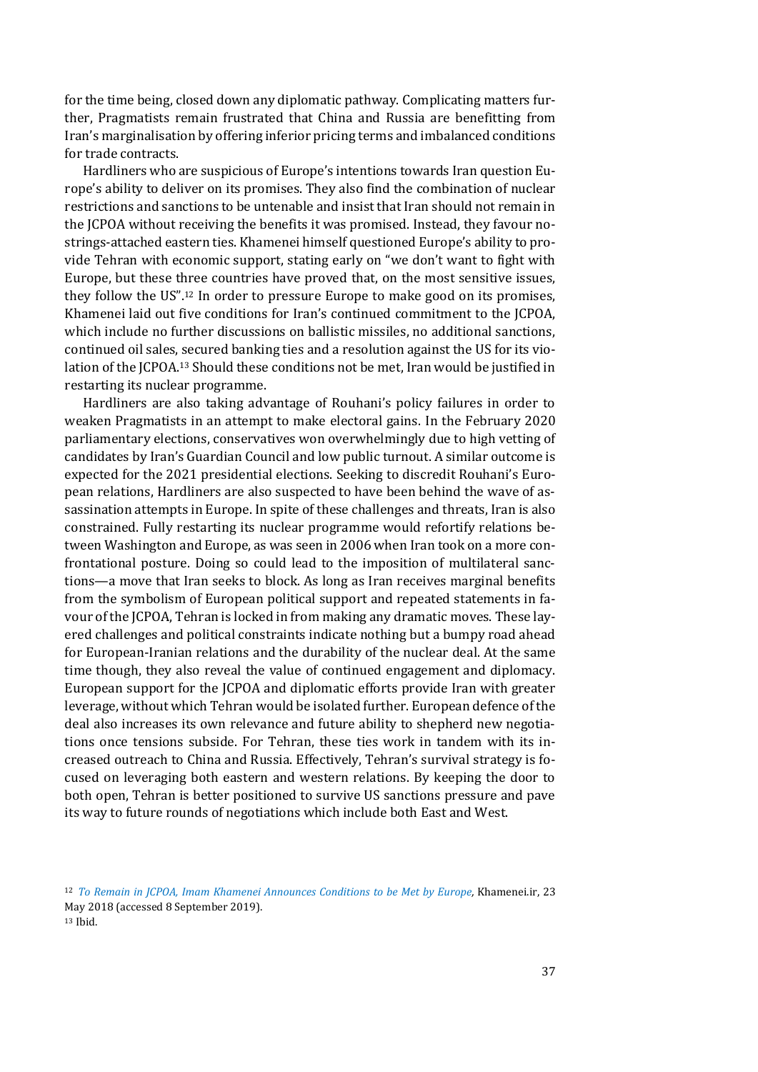for the time being, closed down any diplomatic pathway. Complicating matters further, Pragmatists remain frustrated that China and Russia are benefitting from Iran's marginalisation by offering inferior pricing terms and imbalanced conditions for trade contracts.

Hardliners who are suspicious of Europe's intentions towards Iran question Europe's ability to deliver on its promises. They also find the combination of nuclear restrictions and sanctions to be untenable and insist that Iran should not remain in the JCPOA without receiving the benefits it was promised. Instead, they favour no-strings-attached eastern ties. Khamenei himself questioned Europe's ability to provide Tehran with economic support, stating early on "we don't want to fight with Europe, but these three countries have proved that, on the most sensitive issues, they follow the US".[12] In order to pressure Europe to make good on its promises, Khamenei laid out five conditions for Iran's continued commitment to the JCPOA, which include no further discussions on ballistic missiles, no additional sanctions, continued oil sales, secured banking ties and a resolution against the US for its violation of the JCPOA.[13] Should these conditions not be met, Iran would be justified in restarting its nuclear programme.

Hardliners are also taking advantage of Rouhani's policy failures in order to weaken Pragmatists in an attempt to make electoral gains. In the February 2020 parliamentary elections, conservatives won overwhelmingly due to high vetting of candidates by Iran's Guardian Council and low public turnout. A similar outcome is expected for the 2021 presidential elections. Seeking to discredit Rouhani's European relations, Hardliners are also suspected to have been behind the wave of assassination attempts in Europe. In spite of these challenges and threats, Iran is also constrained. Fully restarting its nuclear programme would refortify relations between Washington and Europe, as was seen in 2006 when Iran took on a more confrontational posture. Doing so could lead to the imposition of multilateral sanctions—a move that Iran seeks to block. As long as Iran receives marginal benefits from the symbolism of European political support and repeated statements in favour of the JCPOA, Tehran is locked in from making any dramatic moves. These layered challenges and political constraints indicate nothing but a bumpy road ahead for European-Iranian relations and the durability of the nuclear deal. At the same time though, they also reveal the value of continued engagement and diplomacy. European support for the JCPOA and diplomatic efforts provide Iran with greater leverage, without which Tehran would be isolated further. European defence of the deal also increases its own relevance and future ability to shepherd new negotiations once tensions subside. For Tehran, these ties work in tandem with its increased outreach to China and Russia. Effectively, Tehran's survival strategy is focused on leveraging both eastern and western relations. By keeping the door to both open, Tehran is better positioned to survive US sanctions pressure and pave its way to future rounds of negotiations which include both East and West.

[12] *To Remain in JCPOA, Imam Khamenei Announces Conditions to be Met by Europe,* Khamenei.ir, 23 May 2018 (accessed 8 September 2019).

[13] Ibid.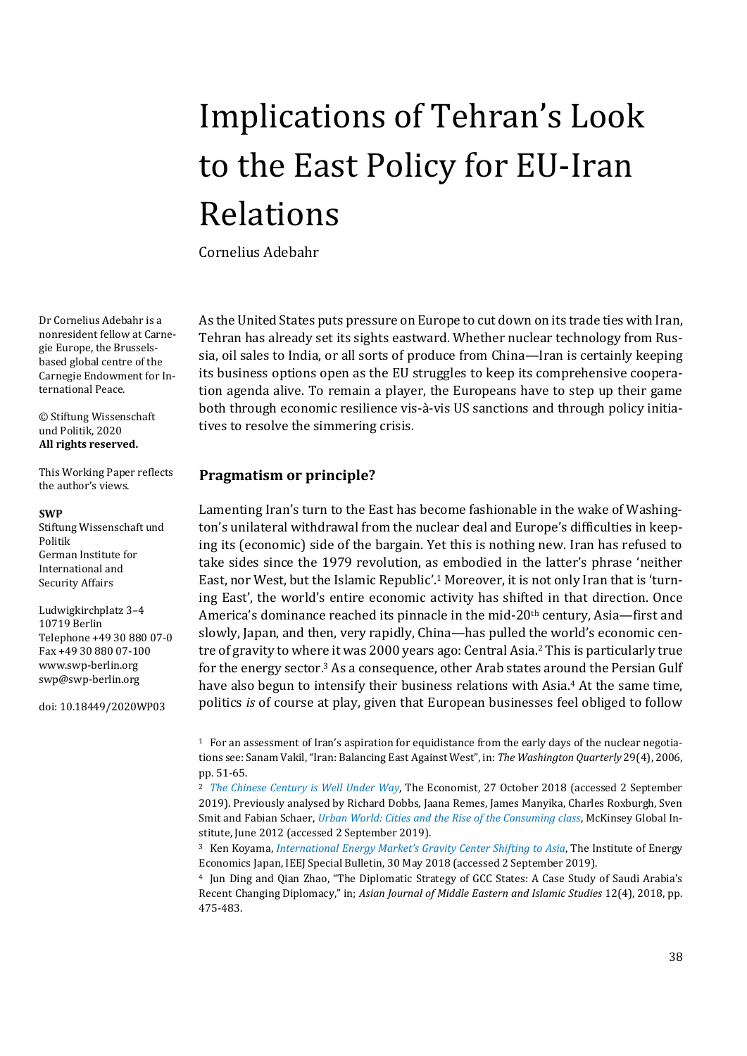# Implications of Tehran's Look to the East Policy for EU-Iran Relations

Cornelius Adebahr

Dr Cornelius Adebahr is a nonresident fellow at Carnegie Europe, the Brussels-based global centre of the Carnegie Endowment for International Peace.

© Stiftung Wissenschaft und Politik, 2020
**All rights reserved.**

This Working Paper reflects the author's views.

**SWP**
Stiftung Wissenschaft und Politik
German Institute for International and Security Affairs

Ludwigkirchplatz 3–4
10719 Berlin
Telephone +49 30 880 07-0
Fax +49 30 880 07-100
www.swp-berlin.org
swp@swp-berlin.org

doi: 10.18449/2020WP03

As the United States puts pressure on Europe to cut down on its trade ties with Iran, Tehran has already set its sights eastward. Whether nuclear technology from Russia, oil sales to India, or all sorts of produce from China—Iran is certainly keeping its business options open as the EU struggles to keep its comprehensive cooperation agenda alive. To remain a player, the Europeans have to step up their game both through economic resilience vis-à-vis US sanctions and through policy initiatives to resolve the simmering crisis.

## Pragmatism or principle?

Lamenting Iran's turn to the East has become fashionable in the wake of Washington's unilateral withdrawal from the nuclear deal and Europe's difficulties in keeping its (economic) side of the bargain. Yet this is nothing new. Iran has refused to take sides since the 1979 revolution, as embodied in the latter's phrase 'neither East, nor West, but the Islamic Republic'.[1] Moreover, it is not only Iran that is 'turning East', the world's entire economic activity has shifted in that direction. Once America's dominance reached its pinnacle in the mid-20th century, Asia—first and slowly, Japan, and then, very rapidly, China—has pulled the world's economic centre of gravity to where it was 2000 years ago: Central Asia.[2] This is particularly true for the energy sector.[3] As a consequence, other Arab states around the Persian Gulf have also begun to intensify their business relations with Asia.[4] At the same time, politics *is* of course at play, given that European businesses feel obliged to follow

[1] For an assessment of Iran's aspiration for equidistance from the early days of the nuclear negotiations see: Sanam Vakil, "Iran: Balancing East Against West", in: *The Washington Quarterly* 29(4), 2006, pp. 51-65.

[2] *The Chinese Century is Well Under Way*, The Economist, 27 October 2018 (accessed 2 September 2019). Previously analysed by Richard Dobbs, Jaana Remes, James Manyika, Charles Roxburgh, Sven Smit and Fabian Schaer, *Urban World: Cities and the Rise of the Consuming class*, McKinsey Global Institute, June 2012 (accessed 2 September 2019).

[3] Ken Koyama, *International Energy Market's Gravity Center Shifting to Asia*, The Institute of Energy Economics Japan, IEEJ Special Bulletin, 30 May 2018 (accessed 2 September 2019).

[4] Jun Ding and Qian Zhao, "The Diplomatic Strategy of GCC States: A Case Study of Saudi Arabia's Recent Changing Diplomacy," in; *Asian Journal of Middle Eastern and Islamic Studies* 12(4), 2018, pp. 475-483.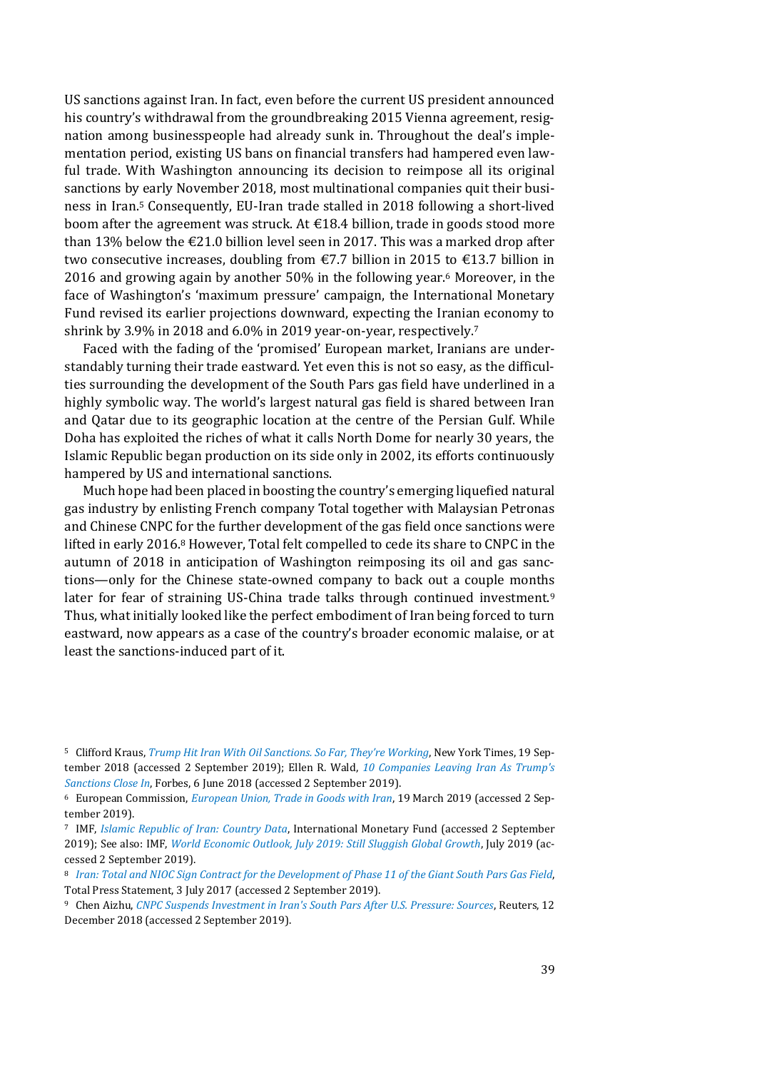US sanctions against Iran. In fact, even before the current US president announced his country's withdrawal from the groundbreaking 2015 Vienna agreement, resignation among businesspeople had already sunk in. Throughout the deal's implementation period, existing US bans on financial transfers had hampered even lawful trade. With Washington announcing its decision to reimpose all its original sanctions by early November 2018, most multinational companies quit their business in Iran.[5] Consequently, EU-Iran trade stalled in 2018 following a short-lived boom after the agreement was struck. At €18.4 billion, trade in goods stood more than 13% below the €21.0 billion level seen in 2017. This was a marked drop after two consecutive increases, doubling from €7.7 billion in 2015 to €13.7 billion in 2016 and growing again by another 50% in the following year.[6] Moreover, in the face of Washington's 'maximum pressure' campaign, the International Monetary Fund revised its earlier projections downward, expecting the Iranian economy to shrink by 3.9% in 2018 and 6.0% in 2019 year-on-year, respectively.[7]

Faced with the fading of the 'promised' European market, Iranians are understandably turning their trade eastward. Yet even this is not so easy, as the difficulties surrounding the development of the South Pars gas field have underlined in a highly symbolic way. The world's largest natural gas field is shared between Iran and Qatar due to its geographic location at the centre of the Persian Gulf. While Doha has exploited the riches of what it calls North Dome for nearly 30 years, the Islamic Republic began production on its side only in 2002, its efforts continuously hampered by US and international sanctions.

Much hope had been placed in boosting the country's emerging liquefied natural gas industry by enlisting French company Total together with Malaysian Petronas and Chinese CNPC for the further development of the gas field once sanctions were lifted in early 2016.[8] However, Total felt compelled to cede its share to CNPC in the autumn of 2018 in anticipation of Washington reimposing its oil and gas sanctions—only for the Chinese state-owned company to back out a couple months later for fear of straining US-China trade talks through continued investment.[9] Thus, what initially looked like the perfect embodiment of Iran being forced to turn eastward, now appears as a case of the country's broader economic malaise, or at least the sanctions-induced part of it.

---

[5] Clifford Kraus, *Trump Hit Iran With Oil Sanctions. So Far, They're Working*, New York Times, 19 September 2018 (accessed 2 September 2019); Ellen R. Wald, *10 Companies Leaving Iran As Trump's Sanctions Close In*, Forbes, 6 June 2018 (accessed 2 September 2019).

[6] European Commission, *European Union, Trade in Goods with Iran*, 19 March 2019 (accessed 2 September 2019).

[7] IMF, *Islamic Republic of Iran: Country Data*, International Monetary Fund (accessed 2 September 2019); See also: IMF, *World Economic Outlook, July 2019: Still Sluggish Global Growth*, July 2019 (accessed 2 September 2019).

[8] *Iran: Total and NIOC Sign Contract for the Development of Phase 11 of the Giant South Pars Gas Field*, Total Press Statement, 3 July 2017 (accessed 2 September 2019).

[9] Chen Aizhu, *CNPC Suspends Investment in Iran's South Pars After U.S. Pressure: Sources*, Reuters, 12 December 2018 (accessed 2 September 2019).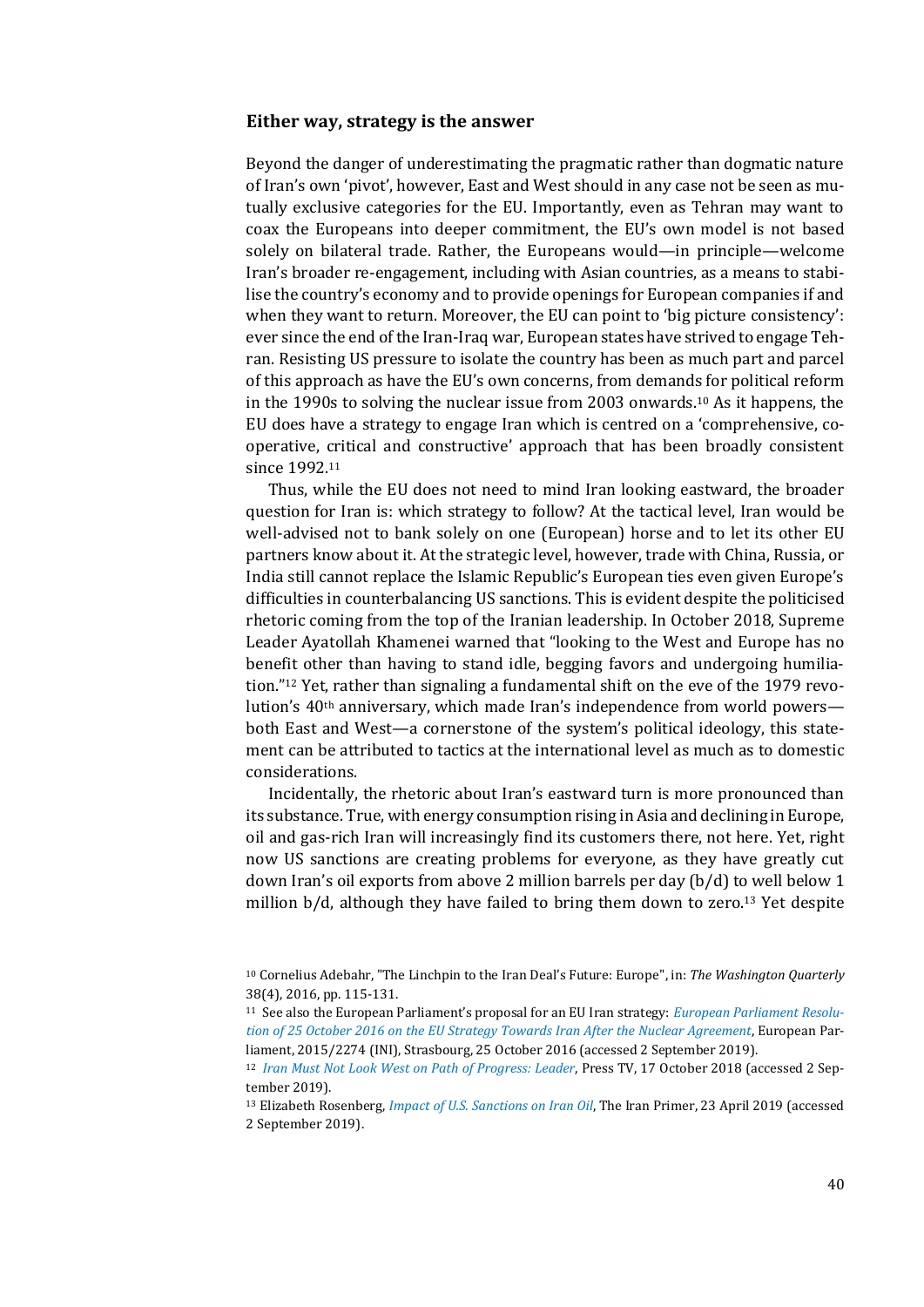### Either way, strategy is the answer

Beyond the danger of underestimating the pragmatic rather than dogmatic nature of Iran's own 'pivot', however, East and West should in any case not be seen as mutually exclusive categories for the EU. Importantly, even as Tehran may want to coax the Europeans into deeper commitment, the EU's own model is not based solely on bilateral trade. Rather, the Europeans would—in principle—welcome Iran's broader re-engagement, including with Asian countries, as a means to stabilise the country's economy and to provide openings for European companies if and when they want to return. Moreover, the EU can point to 'big picture consistency': ever since the end of the Iran-Iraq war, European states have strived to engage Tehran. Resisting US pressure to isolate the country has been as much part and parcel of this approach as have the EU's own concerns, from demands for political reform in the 1990s to solving the nuclear issue from 2003 onwards.[10] As it happens, the EU does have a strategy to engage Iran which is centred on a 'comprehensive, cooperative, critical and constructive' approach that has been broadly consistent since 1992.[11]

Thus, while the EU does not need to mind Iran looking eastward, the broader question for Iran is: which strategy to follow? At the tactical level, Iran would be well-advised not to bank solely on one (European) horse and to let its other EU partners know about it. At the strategic level, however, trade with China, Russia, or India still cannot replace the Islamic Republic's European ties even given Europe's difficulties in counterbalancing US sanctions. This is evident despite the politicised rhetoric coming from the top of the Iranian leadership. In October 2018, Supreme Leader Ayatollah Khamenei warned that "looking to the West and Europe has no benefit other than having to stand idle, begging favors and undergoing humiliation."[12] Yet, rather than signaling a fundamental shift on the eve of the 1979 revolution's 40th anniversary, which made Iran's independence from world powers—both East and West—a cornerstone of the system's political ideology, this statement can be attributed to tactics at the international level as much as to domestic considerations.

Incidentally, the rhetoric about Iran's eastward turn is more pronounced than its substance. True, with energy consumption rising in Asia and declining in Europe, oil and gas-rich Iran will increasingly find its customers there, not here. Yet, right now US sanctions are creating problems for everyone, as they have greatly cut down Iran's oil exports from above 2 million barrels per day (b/d) to well below 1 million b/d, although they have failed to bring them down to zero.[13] Yet despite

---

[10] Cornelius Adebahr, "The Linchpin to the Iran Deal's Future: Europe", in: *The Washington Quarterly* 38(4), 2016, pp. 115-131.

[11] See also the European Parliament's proposal for an EU Iran strategy: *European Parliament Resolution of 25 October 2016 on the EU Strategy Towards Iran After the Nuclear Agreement*, European Parliament, 2015/2274 (INI), Strasbourg, 25 October 2016 (accessed 2 September 2019).

[12] *Iran Must Not Look West on Path of Progress: Leader*, Press TV, 17 October 2018 (accessed 2 September 2019).

[13] Elizabeth Rosenberg, *Impact of U.S. Sanctions on Iran Oil*, The Iran Primer, 23 April 2019 (accessed 2 September 2019).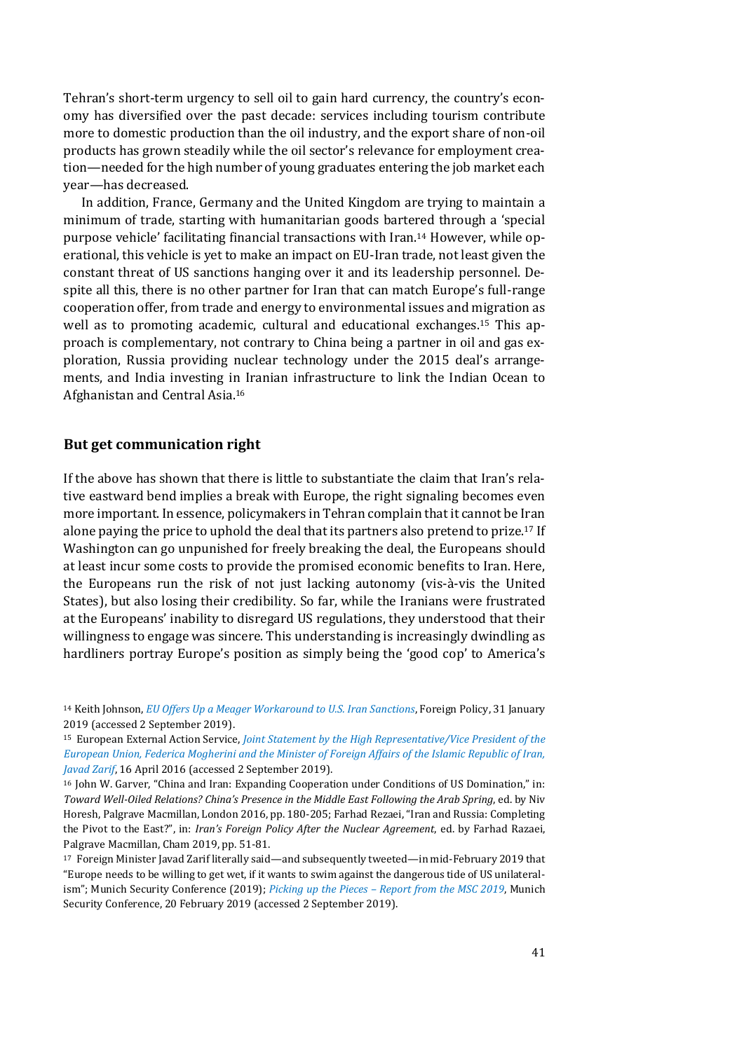Tehran's short-term urgency to sell oil to gain hard currency, the country's economy has diversified over the past decade: services including tourism contribute more to domestic production than the oil industry, and the export share of non-oil products has grown steadily while the oil sector's relevance for employment creation—needed for the high number of young graduates entering the job market each year—has decreased.

In addition, France, Germany and the United Kingdom are trying to maintain a minimum of trade, starting with humanitarian goods bartered through a 'special purpose vehicle' facilitating financial transactions with Iran.[14] However, while operational, this vehicle is yet to make an impact on EU-Iran trade, not least given the constant threat of US sanctions hanging over it and its leadership personnel. Despite all this, there is no other partner for Iran that can match Europe's full-range cooperation offer, from trade and energy to environmental issues and migration as well as to promoting academic, cultural and educational exchanges.[15] This approach is complementary, not contrary to China being a partner in oil and gas exploration, Russia providing nuclear technology under the 2015 deal's arrangements, and India investing in Iranian infrastructure to link the Indian Ocean to Afghanistan and Central Asia.[16]

## But get communication right

If the above has shown that there is little to substantiate the claim that Iran's relative eastward bend implies a break with Europe, the right signaling becomes even more important. In essence, policymakers in Tehran complain that it cannot be Iran alone paying the price to uphold the deal that its partners also pretend to prize.[17] If Washington can go unpunished for freely breaking the deal, the Europeans should at least incur some costs to provide the promised economic benefits to Iran. Here, the Europeans run the risk of not just lacking autonomy (vis-à-vis the United States), but also losing their credibility. So far, while the Iranians were frustrated at the Europeans' inability to disregard US regulations, they understood that their willingness to engage was sincere. This understanding is increasingly dwindling as hardliners portray Europe's position as simply being the 'good cop' to America's

[14] Keith Johnson, *EU Offers Up a Meager Workaround to U.S. Iran Sanctions*, Foreign Policy, 31 January 2019 (accessed 2 September 2019).

[15] European External Action Service, *Joint Statement by the High Representative/Vice President of the European Union, Federica Mogherini and the Minister of Foreign Affairs of the Islamic Republic of Iran, Javad Zarif*, 16 April 2016 (accessed 2 September 2019).

[16] John W. Garver, "China and Iran: Expanding Cooperation under Conditions of US Domination," in: *Toward Well-Oiled Relations? China's Presence in the Middle East Following the Arab Spring*, ed. by Niv Horesh, Palgrave Macmillan, London 2016, pp. 180-205; Farhad Rezaei, "Iran and Russia: Completing the Pivot to the East?", in: *Iran's Foreign Policy After the Nuclear Agreement*, ed. by Farhad Razaei, Palgrave Macmillan, Cham 2019, pp. 51-81.

[17] Foreign Minister Javad Zarif literally said—and subsequently tweeted—in mid-February 2019 that "Europe needs to be willing to get wet, if it wants to swim against the dangerous tide of US unilateralism"; Munich Security Conference (2019); *Picking up the Pieces – Report from the MSC 2019*, Munich Security Conference, 20 February 2019 (accessed 2 September 2019).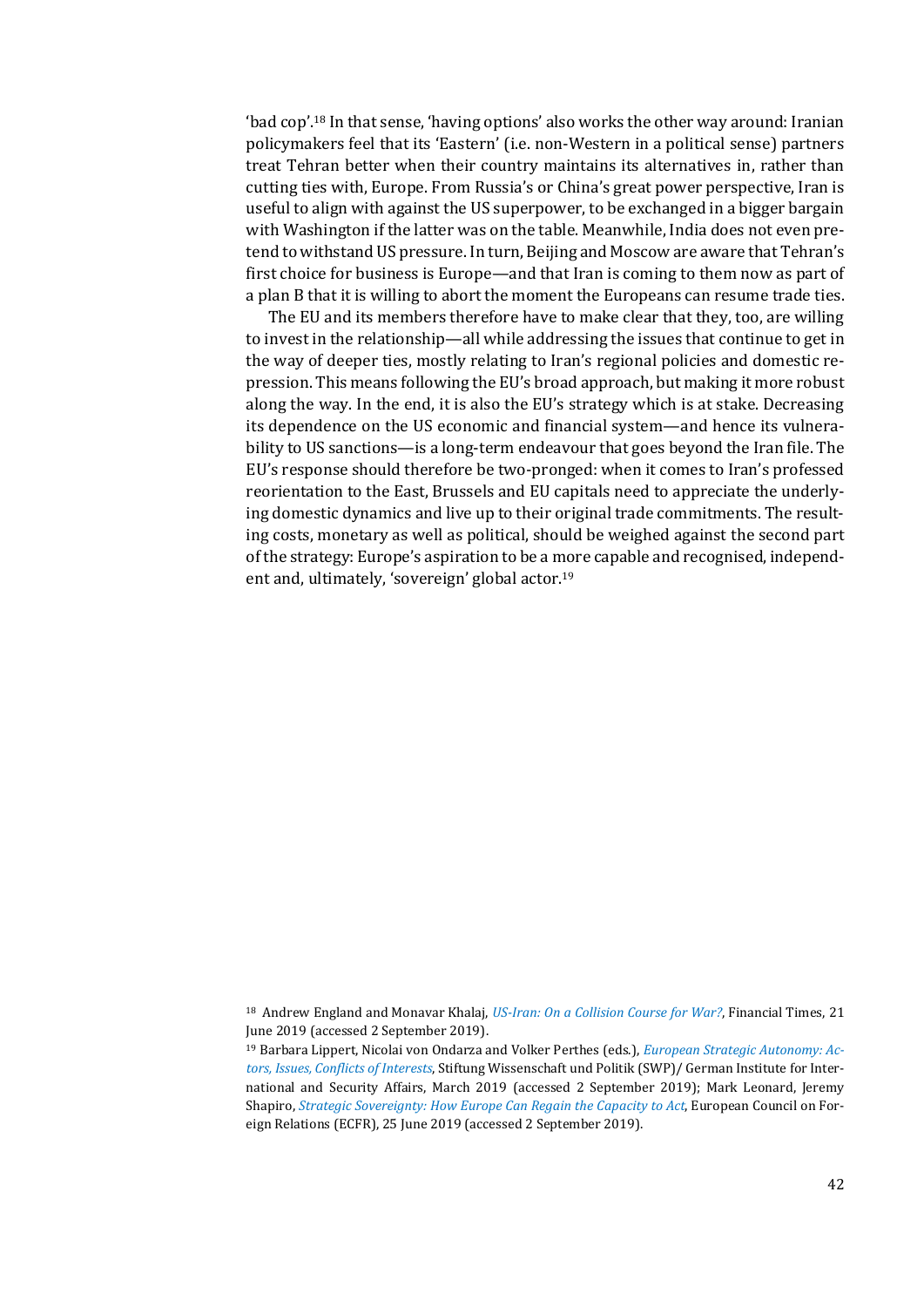'bad cop'.[18] In that sense, 'having options' also works the other way around: Iranian policymakers feel that its 'Eastern' (i.e. non-Western in a political sense) partners treat Tehran better when their country maintains its alternatives in, rather than cutting ties with, Europe. From Russia's or China's great power perspective, Iran is useful to align with against the US superpower, to be exchanged in a bigger bargain with Washington if the latter was on the table. Meanwhile, India does not even pretend to withstand US pressure. In turn, Beijing and Moscow are aware that Tehran's first choice for business is Europe—and that Iran is coming to them now as part of a plan B that it is willing to abort the moment the Europeans can resume trade ties.

The EU and its members therefore have to make clear that they, too, are willing to invest in the relationship—all while addressing the issues that continue to get in the way of deeper ties, mostly relating to Iran's regional policies and domestic repression. This means following the EU's broad approach, but making it more robust along the way. In the end, it is also the EU's strategy which is at stake. Decreasing its dependence on the US economic and financial system—and hence its vulnerability to US sanctions—is a long-term endeavour that goes beyond the Iran file. The EU's response should therefore be two-pronged: when it comes to Iran's professed reorientation to the East, Brussels and EU capitals need to appreciate the underlying domestic dynamics and live up to their original trade commitments. The resulting costs, monetary as well as political, should be weighed against the second part of the strategy: Europe's aspiration to be a more capable and recognised, independent and, ultimately, 'sovereign' global actor.[19]

---

[18] Andrew England and Monavar Khalaj, *US-Iran: On a Collision Course for War?*, Financial Times, 21 June 2019 (accessed 2 September 2019).

[19] Barbara Lippert, Nicolai von Ondarza and Volker Perthes (eds.), *European Strategic Autonomy: Actors, Issues, Conflicts of Interests*, Stiftung Wissenschaft und Politik (SWP)/ German Institute for International and Security Affairs, March 2019 (accessed 2 September 2019); Mark Leonard, Jeremy Shapiro, *Strategic Sovereignty: How Europe Can Regain the Capacity to Act*, European Council on Foreign Relations (ECFR), 25 June 2019 (accessed 2 September 2019).